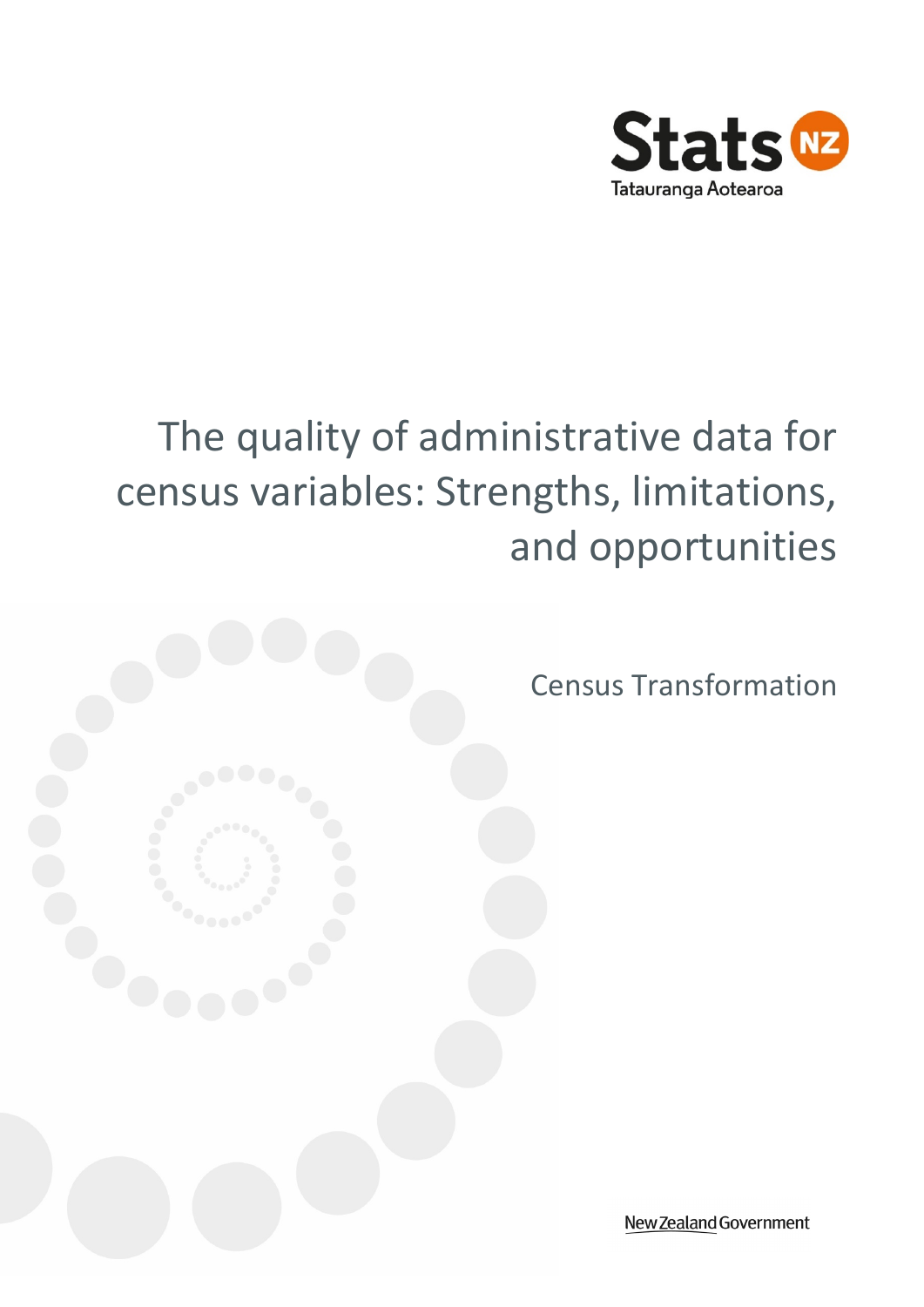Stats NZ

Tatauranga Aotearoa

# The quality of administrative data for census variables: Strengths, limitations, and opportunities

Census Transformation

New Zealand Government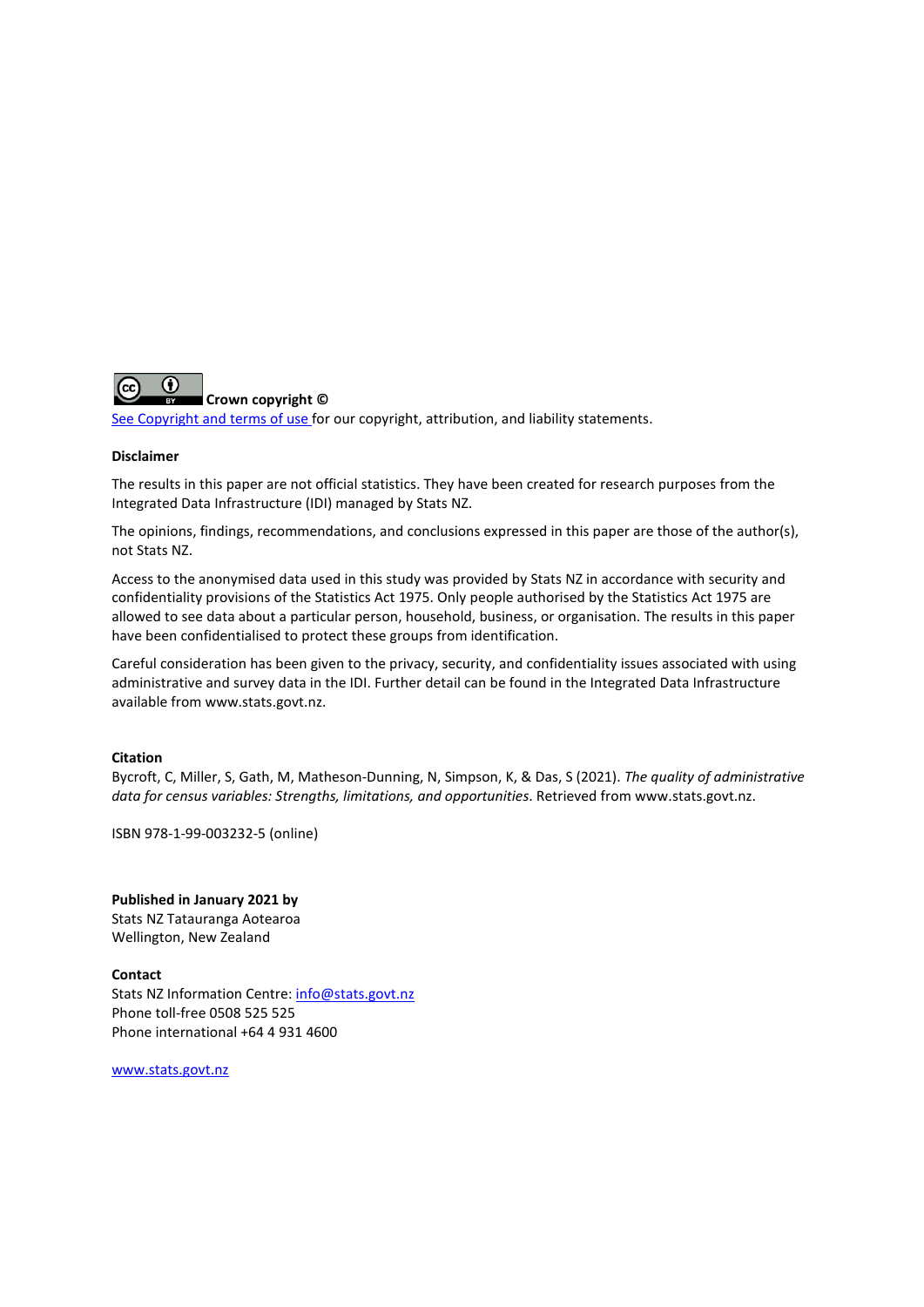**Crown copyright ©**

See Copyright and terms of use for our copyright, attribution, and liability statements.

**Disclaimer**

The results in this paper are not official statistics. They have been created for research purposes from the Integrated Data Infrastructure (IDI) managed by Stats NZ.

The opinions, findings, recommendations, and conclusions expressed in this paper are those of the author(s), not Stats NZ.

Access to the anonymised data used in this study was provided by Stats NZ in accordance with security and confidentiality provisions of the Statistics Act 1975. Only people authorised by the Statistics Act 1975 are allowed to see data about a particular person, household, business, or organisation. The results in this paper have been confidentialised to protect these groups from identification.

Careful consideration has been given to the privacy, security, and confidentiality issues associated with using administrative and survey data in the IDI. Further detail can be found in the Integrated Data Infrastructure available from www.stats.govt.nz.

**Citation**

Bycroft, C, Miller, S, Gath, M, Matheson-Dunning, N, Simpson, K, & Das, S (2021). *The quality of administrative data for census variables: Strengths, limitations, and opportunities*. Retrieved from www.stats.govt.nz.

ISBN 978-1-99-003232-5 (online)

**Published in January 2021 by**

Stats NZ Tatauranga Aotearoa
Wellington, New Zealand

**Contact**

Stats NZ Information Centre: info@stats.govt.nz
Phone toll-free 0508 525 525
Phone international +64 4 931 4600

www.stats.govt.nz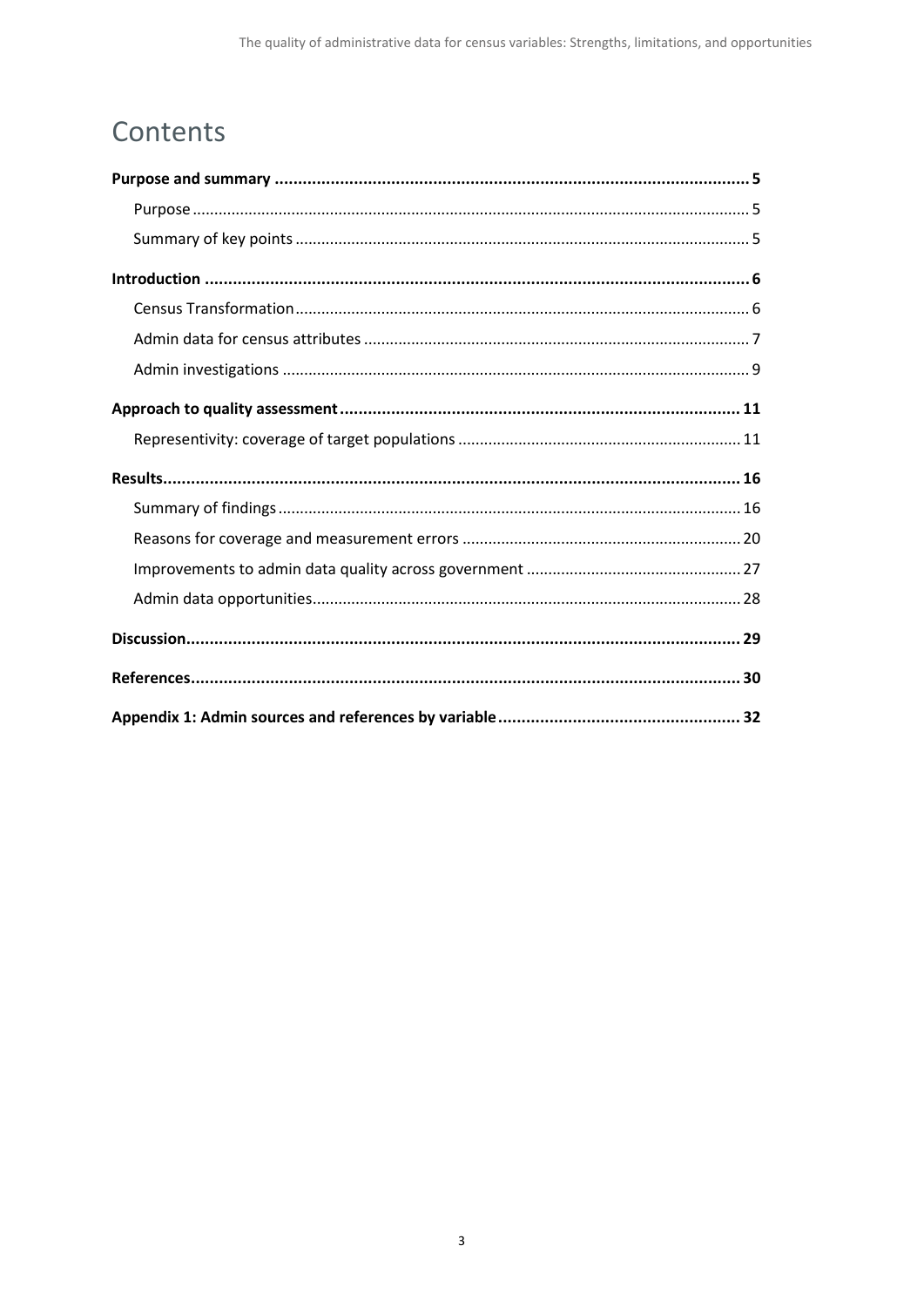# Contents

**Purpose and summary** ..... **5**

- Purpose ..... 5
- Summary of key points ..... 5

**Introduction** ..... **6**

- Census Transformation ..... 6
- Admin data for census attributes ..... 7
- Admin investigations ..... 9

**Approach to quality assessment** ..... **11**

- Representivity: coverage of target populations ..... 11

**Results** ..... **16**

- Summary of findings ..... 16
- Reasons for coverage and measurement errors ..... 20
- Improvements to admin data quality across government ..... 27
- Admin data opportunities ..... 28

**Discussion** ..... **29**

**References** ..... **30**

**Appendix 1: Admin sources and references by variable** ..... **32**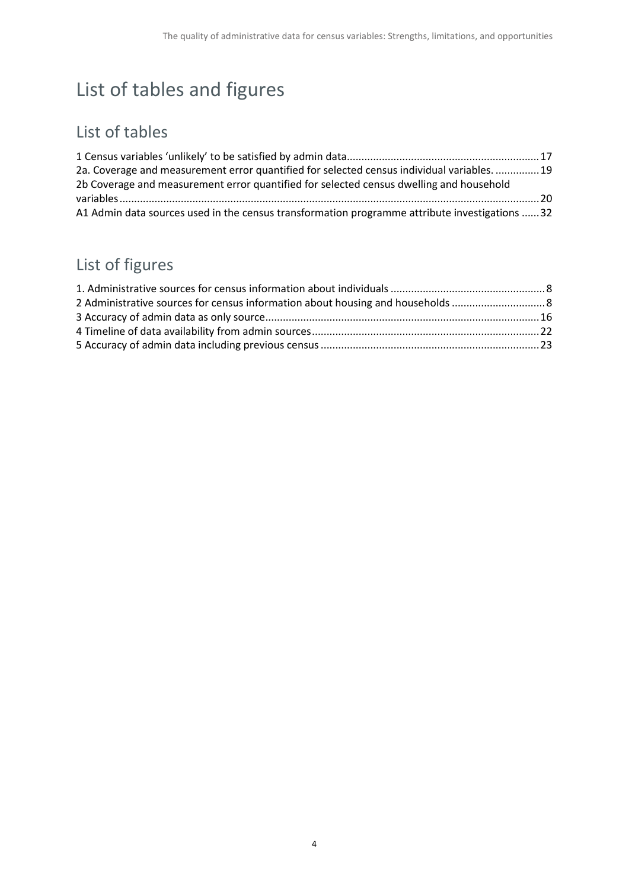# List of tables and figures

## List of tables

1 Census variables 'unlikely' to be satisfied by admin data ........ 17
2a. Coverage and measurement error quantified for selected census individual variables. ........ 19
2b Coverage and measurement error quantified for selected census dwelling and household variables ........ 20
A1 Admin data sources used in the census transformation programme attribute investigations ........ 32

## List of figures

1. Administrative sources for census information about individuals ........ 8
2 Administrative sources for census information about housing and households ........ 8
3 Accuracy of admin data as only source ........ 16
4 Timeline of data availability from admin sources ........ 22
5 Accuracy of admin data including previous census ........ 23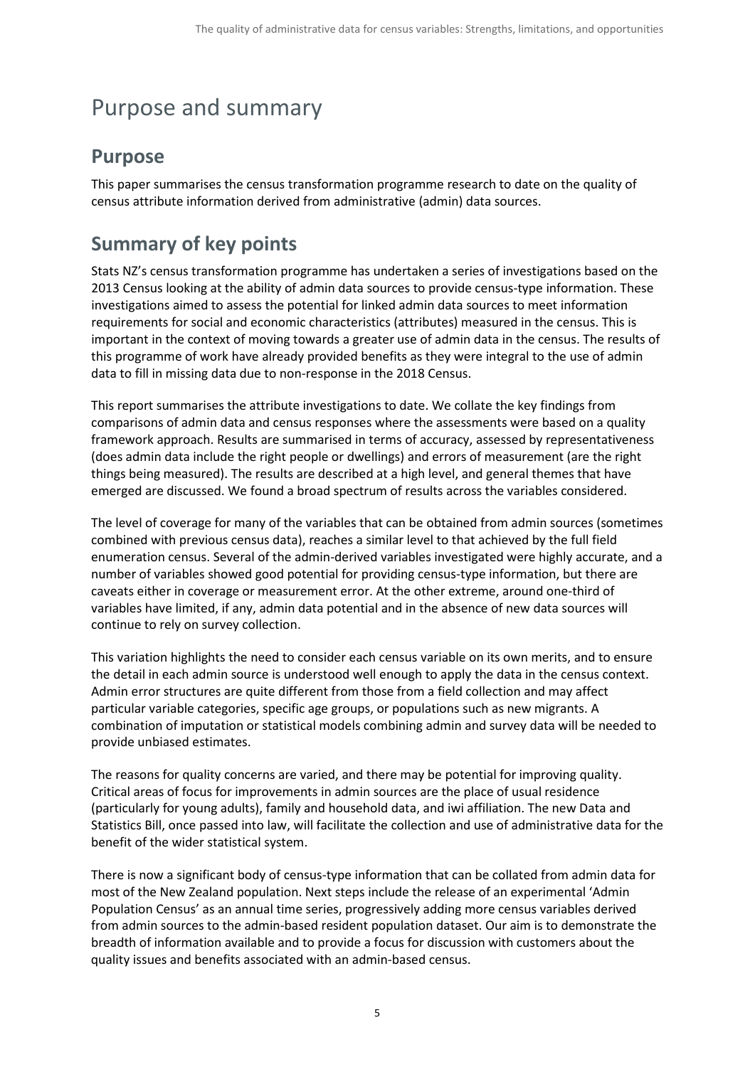# Purpose and summary

## Purpose

This paper summarises the census transformation programme research to date on the quality of census attribute information derived from administrative (admin) data sources.

## Summary of key points

Stats NZ's census transformation programme has undertaken a series of investigations based on the 2013 Census looking at the ability of admin data sources to provide census-type information. These investigations aimed to assess the potential for linked admin data sources to meet information requirements for social and economic characteristics (attributes) measured in the census. This is important in the context of moving towards a greater use of admin data in the census. The results of this programme of work have already provided benefits as they were integral to the use of admin data to fill in missing data due to non-response in the 2018 Census.

This report summarises the attribute investigations to date. We collate the key findings from comparisons of admin data and census responses where the assessments were based on a quality framework approach. Results are summarised in terms of accuracy, assessed by representativeness (does admin data include the right people or dwellings) and errors of measurement (are the right things being measured). The results are described at a high level, and general themes that have emerged are discussed. We found a broad spectrum of results across the variables considered.

The level of coverage for many of the variables that can be obtained from admin sources (sometimes combined with previous census data), reaches a similar level to that achieved by the full field enumeration census. Several of the admin-derived variables investigated were highly accurate, and a number of variables showed good potential for providing census-type information, but there are caveats either in coverage or measurement error. At the other extreme, around one-third of variables have limited, if any, admin data potential and in the absence of new data sources will continue to rely on survey collection.

This variation highlights the need to consider each census variable on its own merits, and to ensure the detail in each admin source is understood well enough to apply the data in the census context. Admin error structures are quite different from those from a field collection and may affect particular variable categories, specific age groups, or populations such as new migrants. A combination of imputation or statistical models combining admin and survey data will be needed to provide unbiased estimates.

The reasons for quality concerns are varied, and there may be potential for improving quality. Critical areas of focus for improvements in admin sources are the place of usual residence (particularly for young adults), family and household data, and iwi affiliation. The new Data and Statistics Bill, once passed into law, will facilitate the collection and use of administrative data for the benefit of the wider statistical system.

There is now a significant body of census-type information that can be collated from admin data for most of the New Zealand population. Next steps include the release of an experimental 'Admin Population Census' as an annual time series, progressively adding more census variables derived from admin sources to the admin-based resident population dataset. Our aim is to demonstrate the breadth of information available and to provide a focus for discussion with customers about the quality issues and benefits associated with an admin-based census.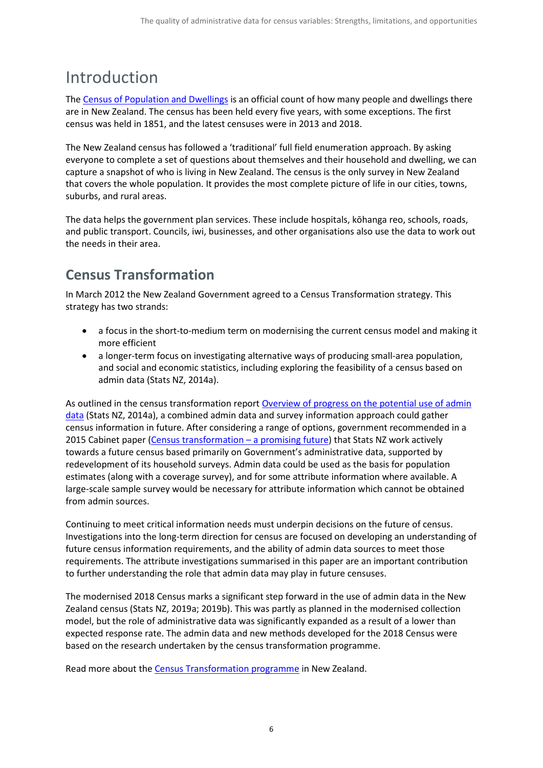# Introduction

The Census of Population and Dwellings is an official count of how many people and dwellings there are in New Zealand. The census has been held every five years, with some exceptions. The first census was held in 1851, and the latest censuses were in 2013 and 2018.

The New Zealand census has followed a 'traditional' full field enumeration approach. By asking everyone to complete a set of questions about themselves and their household and dwelling, we can capture a snapshot of who is living in New Zealand. The census is the only survey in New Zealand that covers the whole population. It provides the most complete picture of life in our cities, towns, suburbs, and rural areas.

The data helps the government plan services. These include hospitals, kōhanga reo, schools, roads, and public transport. Councils, iwi, businesses, and other organisations also use the data to work out the needs in their area.

## Census Transformation

In March 2012 the New Zealand Government agreed to a Census Transformation strategy. This strategy has two strands:

- a focus in the short-to-medium term on modernising the current census model and making it more efficient
- a longer-term focus on investigating alternative ways of producing small-area population, and social and economic statistics, including exploring the feasibility of a census based on admin data (Stats NZ, 2014a).

As outlined in the census transformation report Overview of progress on the potential use of admin data (Stats NZ, 2014a), a combined admin data and survey information approach could gather census information in future. After considering a range of options, government recommended in a 2015 Cabinet paper (Census transformation – a promising future) that Stats NZ work actively towards a future census based primarily on Government's administrative data, supported by redevelopment of its household surveys. Admin data could be used as the basis for population estimates (along with a coverage survey), and for some attribute information where available. A large-scale sample survey would be necessary for attribute information which cannot be obtained from admin sources.

Continuing to meet critical information needs must underpin decisions on the future of census. Investigations into the long-term direction for census are focused on developing an understanding of future census information requirements, and the ability of admin data sources to meet those requirements. The attribute investigations summarised in this paper are an important contribution to further understanding the role that admin data may play in future censuses.

The modernised 2018 Census marks a significant step forward in the use of admin data in the New Zealand census (Stats NZ, 2019a; 2019b). This was partly as planned in the modernised collection model, but the role of administrative data was significantly expanded as a result of a lower than expected response rate. The admin data and new methods developed for the 2018 Census were based on the research undertaken by the census transformation programme.

Read more about the Census Transformation programme in New Zealand.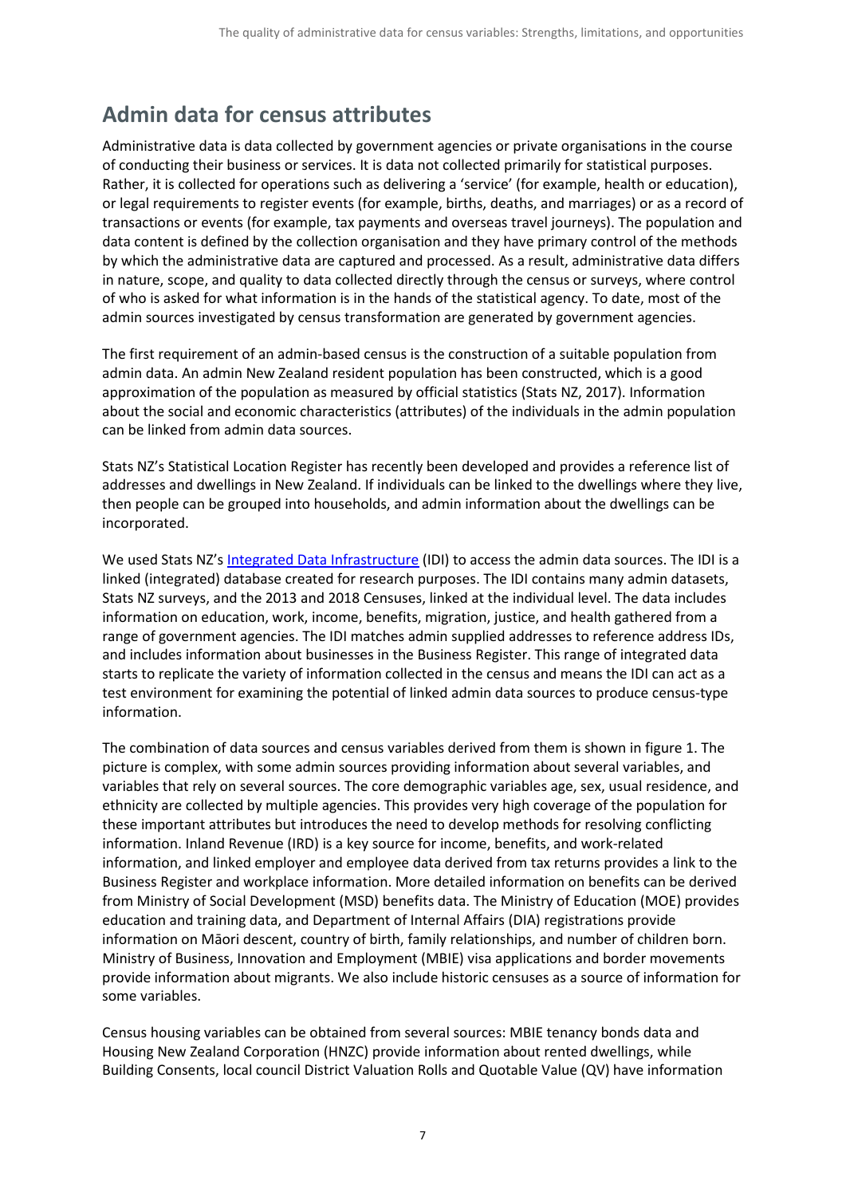## Admin data for census attributes

Administrative data is data collected by government agencies or private organisations in the course of conducting their business or services. It is data not collected primarily for statistical purposes. Rather, it is collected for operations such as delivering a 'service' (for example, health or education), or legal requirements to register events (for example, births, deaths, and marriages) or as a record of transactions or events (for example, tax payments and overseas travel journeys). The population and data content is defined by the collection organisation and they have primary control of the methods by which the administrative data are captured and processed. As a result, administrative data differs in nature, scope, and quality to data collected directly through the census or surveys, where control of who is asked for what information is in the hands of the statistical agency. To date, most of the admin sources investigated by census transformation are generated by government agencies.

The first requirement of an admin-based census is the construction of a suitable population from admin data. An admin New Zealand resident population has been constructed, which is a good approximation of the population as measured by official statistics (Stats NZ, 2017). Information about the social and economic characteristics (attributes) of the individuals in the admin population can be linked from admin data sources.

Stats NZ's Statistical Location Register has recently been developed and provides a reference list of addresses and dwellings in New Zealand. If individuals can be linked to the dwellings where they live, then people can be grouped into households, and admin information about the dwellings can be incorporated.

We used Stats NZ's Integrated Data Infrastructure (IDI) to access the admin data sources. The IDI is a linked (integrated) database created for research purposes. The IDI contains many admin datasets, Stats NZ surveys, and the 2013 and 2018 Censuses, linked at the individual level. The data includes information on education, work, income, benefits, migration, justice, and health gathered from a range of government agencies. The IDI matches admin supplied addresses to reference address IDs, and includes information about businesses in the Business Register. This range of integrated data starts to replicate the variety of information collected in the census and means the IDI can act as a test environment for examining the potential of linked admin data sources to produce census-type information.

The combination of data sources and census variables derived from them is shown in figure 1. The picture is complex, with some admin sources providing information about several variables, and variables that rely on several sources. The core demographic variables age, sex, usual residence, and ethnicity are collected by multiple agencies. This provides very high coverage of the population for these important attributes but introduces the need to develop methods for resolving conflicting information. Inland Revenue (IRD) is a key source for income, benefits, and work-related information, and linked employer and employee data derived from tax returns provides a link to the Business Register and workplace information. More detailed information on benefits can be derived from Ministry of Social Development (MSD) benefits data. The Ministry of Education (MOE) provides education and training data, and Department of Internal Affairs (DIA) registrations provide information on Māori descent, country of birth, family relationships, and number of children born. Ministry of Business, Innovation and Employment (MBIE) visa applications and border movements provide information about migrants. We also include historic censuses as a source of information for some variables.

Census housing variables can be obtained from several sources: MBIE tenancy bonds data and Housing New Zealand Corporation (HNZC) provide information about rented dwellings, while Building Consents, local council District Valuation Rolls and Quotable Value (QV) have information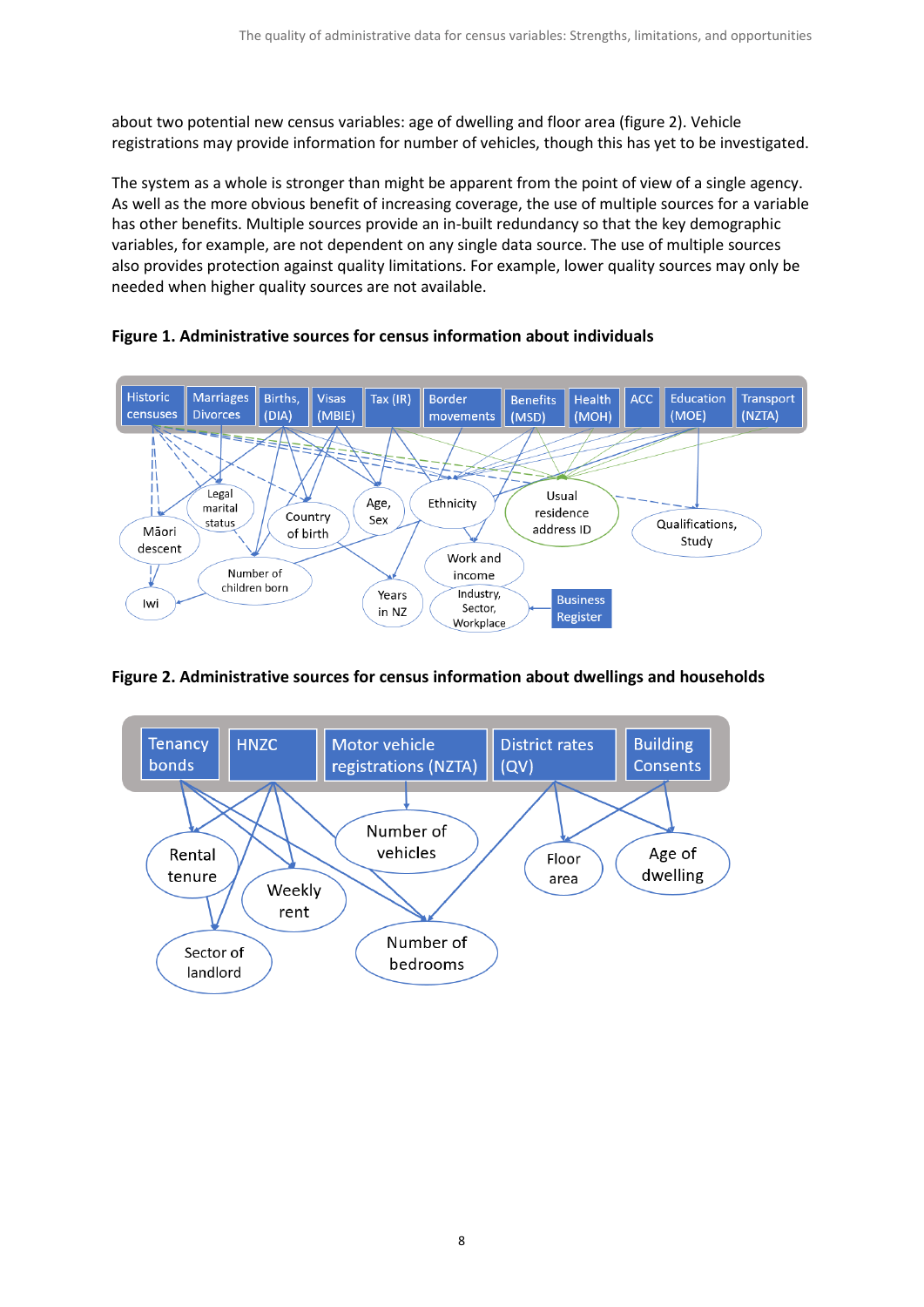about two potential new census variables: age of dwelling and floor area (figure 2). Vehicle registrations may provide information for number of vehicles, though this has yet to be investigated.

The system as a whole is stronger than might be apparent from the point of view of a single agency. As well as the more obvious benefit of increasing coverage, the use of multiple sources for a variable has other benefits. Multiple sources provide an in-built redundancy so that the key demographic variables, for example, are not dependent on any single data source. The use of multiple sources also provides protection against quality limitations. For example, lower quality sources may only be needed when higher quality sources are not available.

**Figure 1. Administrative sources for census information about individuals**

**Figure 2. Administrative sources for census information about dwellings and households**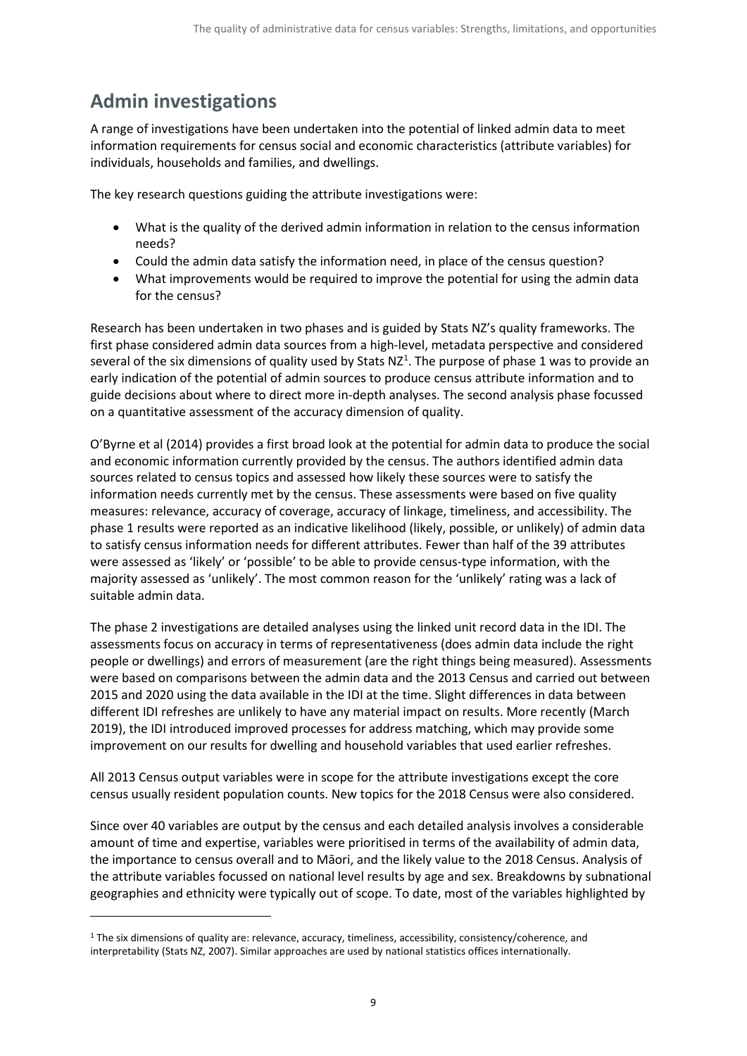## Admin investigations

A range of investigations have been undertaken into the potential of linked admin data to meet information requirements for census social and economic characteristics (attribute variables) for individuals, households and families, and dwellings.

The key research questions guiding the attribute investigations were:

- What is the quality of the derived admin information in relation to the census information needs?
- Could the admin data satisfy the information need, in place of the census question?
- What improvements would be required to improve the potential for using the admin data for the census?

Research has been undertaken in two phases and is guided by Stats NZ's quality frameworks. The first phase considered admin data sources from a high-level, metadata perspective and considered several of the six dimensions of quality used by Stats NZ[1]. The purpose of phase 1 was to provide an early indication of the potential of admin sources to produce census attribute information and to guide decisions about where to direct more in-depth analyses. The second analysis phase focussed on a quantitative assessment of the accuracy dimension of quality.

O'Byrne et al (2014) provides a first broad look at the potential for admin data to produce the social and economic information currently provided by the census. The authors identified admin data sources related to census topics and assessed how likely these sources were to satisfy the information needs currently met by the census. These assessments were based on five quality measures: relevance, accuracy of coverage, accuracy of linkage, timeliness, and accessibility. The phase 1 results were reported as an indicative likelihood (likely, possible, or unlikely) of admin data to satisfy census information needs for different attributes. Fewer than half of the 39 attributes were assessed as 'likely' or 'possible' to be able to provide census-type information, with the majority assessed as 'unlikely'. The most common reason for the 'unlikely' rating was a lack of suitable admin data.

The phase 2 investigations are detailed analyses using the linked unit record data in the IDI. The assessments focus on accuracy in terms of representativeness (does admin data include the right people or dwellings) and errors of measurement (are the right things being measured). Assessments were based on comparisons between the admin data and the 2013 Census and carried out between 2015 and 2020 using the data available in the IDI at the time. Slight differences in data between different IDI refreshes are unlikely to have any material impact on results. More recently (March 2019), the IDI introduced improved processes for address matching, which may provide some improvement on our results for dwelling and household variables that used earlier refreshes.

All 2013 Census output variables were in scope for the attribute investigations except the core census usually resident population counts. New topics for the 2018 Census were also considered.

Since over 40 variables are output by the census and each detailed analysis involves a considerable amount of time and expertise, variables were prioritised in terms of the availability of admin data, the importance to census overall and to Māori, and the likely value to the 2018 Census. Analysis of the attribute variables focussed on national level results by age and sex. Breakdowns by subnational geographies and ethnicity were typically out of scope. To date, most of the variables highlighted by

---

[1] The six dimensions of quality are: relevance, accuracy, timeliness, accessibility, consistency/coherence, and interpretability (Stats NZ, 2007). Similar approaches are used by national statistics offices internationally.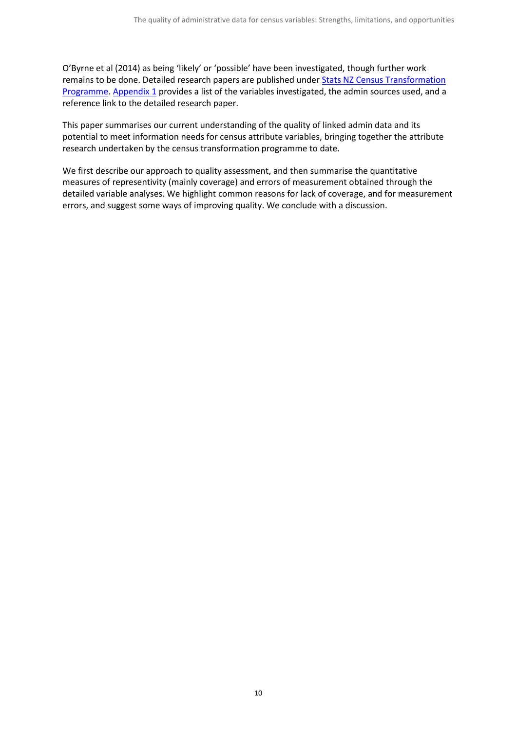O'Byrne et al (2014) as being 'likely' or 'possible' have been investigated, though further work remains to be done. Detailed research papers are published under Stats NZ Census Transformation Programme. Appendix 1 provides a list of the variables investigated, the admin sources used, and a reference link to the detailed research paper.

This paper summarises our current understanding of the quality of linked admin data and its potential to meet information needs for census attribute variables, bringing together the attribute research undertaken by the census transformation programme to date.

We first describe our approach to quality assessment, and then summarise the quantitative measures of representivity (mainly coverage) and errors of measurement obtained through the detailed variable analyses. We highlight common reasons for lack of coverage, and for measurement errors, and suggest some ways of improving quality. We conclude with a discussion.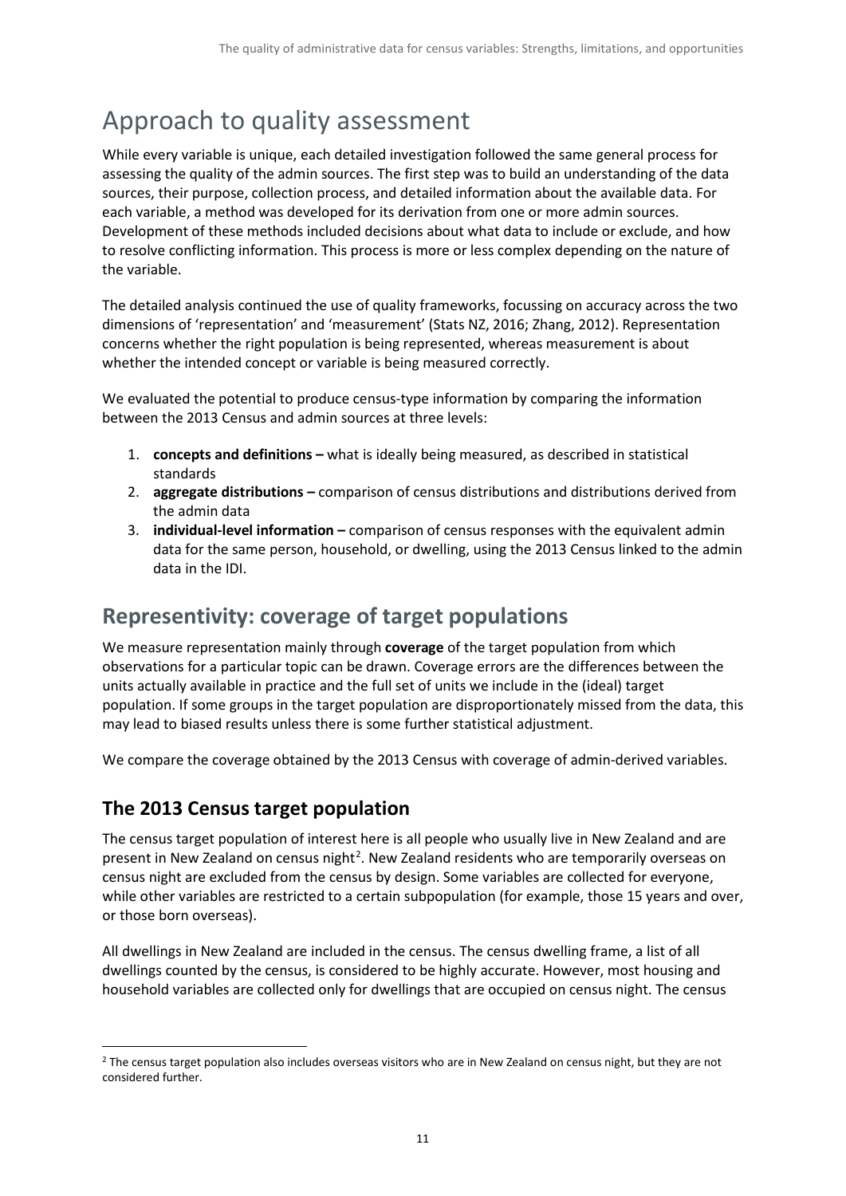# Approach to quality assessment

While every variable is unique, each detailed investigation followed the same general process for assessing the quality of the admin sources. The first step was to build an understanding of the data sources, their purpose, collection process, and detailed information about the available data. For each variable, a method was developed for its derivation from one or more admin sources. Development of these methods included decisions about what data to include or exclude, and how to resolve conflicting information. This process is more or less complex depending on the nature of the variable.

The detailed analysis continued the use of quality frameworks, focussing on accuracy across the two dimensions of 'representation' and 'measurement' (Stats NZ, 2016; Zhang, 2012). Representation concerns whether the right population is being represented, whereas measurement is about whether the intended concept or variable is being measured correctly.

We evaluated the potential to produce census-type information by comparing the information between the 2013 Census and admin sources at three levels:

1. **concepts and definitions –** what is ideally being measured, as described in statistical standards
2. **aggregate distributions –** comparison of census distributions and distributions derived from the admin data
3. **individual-level information –** comparison of census responses with the equivalent admin data for the same person, household, or dwelling, using the 2013 Census linked to the admin data in the IDI.

## Representivity: coverage of target populations

We measure representation mainly through **coverage** of the target population from which observations for a particular topic can be drawn. Coverage errors are the differences between the units actually available in practice and the full set of units we include in the (ideal) target population. If some groups in the target population are disproportionately missed from the data, this may lead to biased results unless there is some further statistical adjustment.

We compare the coverage obtained by the 2013 Census with coverage of admin-derived variables.

### The 2013 Census target population

The census target population of interest here is all people who usually live in New Zealand and are present in New Zealand on census night[2]. New Zealand residents who are temporarily overseas on census night are excluded from the census by design. Some variables are collected for everyone, while other variables are restricted to a certain subpopulation (for example, those 15 years and over, or those born overseas).

All dwellings in New Zealand are included in the census. The census dwelling frame, a list of all dwellings counted by the census, is considered to be highly accurate. However, most housing and household variables are collected only for dwellings that are occupied on census night. The census

[2] The census target population also includes overseas visitors who are in New Zealand on census night, but they are not considered further.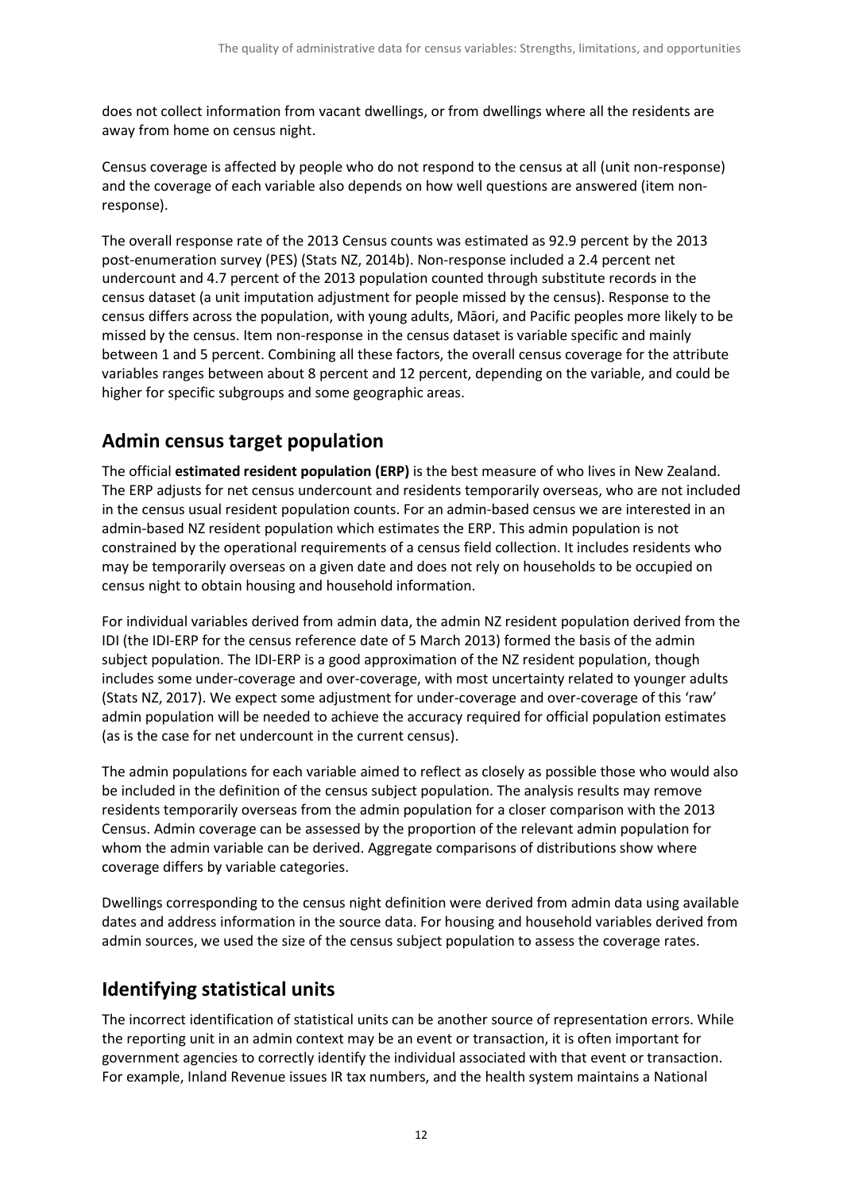does not collect information from vacant dwellings, or from dwellings where all the residents are away from home on census night.

Census coverage is affected by people who do not respond to the census at all (unit non-response) and the coverage of each variable also depends on how well questions are answered (item non-response).

The overall response rate of the 2013 Census counts was estimated as 92.9 percent by the 2013 post-enumeration survey (PES) (Stats NZ, 2014b). Non-response included a 2.4 percent net undercount and 4.7 percent of the 2013 population counted through substitute records in the census dataset (a unit imputation adjustment for people missed by the census). Response to the census differs across the population, with young adults, Māori, and Pacific peoples more likely to be missed by the census. Item non-response in the census dataset is variable specific and mainly between 1 and 5 percent. Combining all these factors, the overall census coverage for the attribute variables ranges between about 8 percent and 12 percent, depending on the variable, and could be higher for specific subgroups and some geographic areas.

## Admin census target population

The official **estimated resident population (ERP)** is the best measure of who lives in New Zealand. The ERP adjusts for net census undercount and residents temporarily overseas, who are not included in the census usual resident population counts. For an admin-based census we are interested in an admin-based NZ resident population which estimates the ERP. This admin population is not constrained by the operational requirements of a census field collection. It includes residents who may be temporarily overseas on a given date and does not rely on households to be occupied on census night to obtain housing and household information.

For individual variables derived from admin data, the admin NZ resident population derived from the IDI (the IDI-ERP for the census reference date of 5 March 2013) formed the basis of the admin subject population. The IDI-ERP is a good approximation of the NZ resident population, though includes some under-coverage and over-coverage, with most uncertainty related to younger adults (Stats NZ, 2017). We expect some adjustment for under-coverage and over-coverage of this 'raw' admin population will be needed to achieve the accuracy required for official population estimates (as is the case for net undercount in the current census).

The admin populations for each variable aimed to reflect as closely as possible those who would also be included in the definition of the census subject population. The analysis results may remove residents temporarily overseas from the admin population for a closer comparison with the 2013 Census. Admin coverage can be assessed by the proportion of the relevant admin population for whom the admin variable can be derived. Aggregate comparisons of distributions show where coverage differs by variable categories.

Dwellings corresponding to the census night definition were derived from admin data using available dates and address information in the source data. For housing and household variables derived from admin sources, we used the size of the census subject population to assess the coverage rates.

## Identifying statistical units

The incorrect identification of statistical units can be another source of representation errors. While the reporting unit in an admin context may be an event or transaction, it is often important for government agencies to correctly identify the individual associated with that event or transaction. For example, Inland Revenue issues IR tax numbers, and the health system maintains a National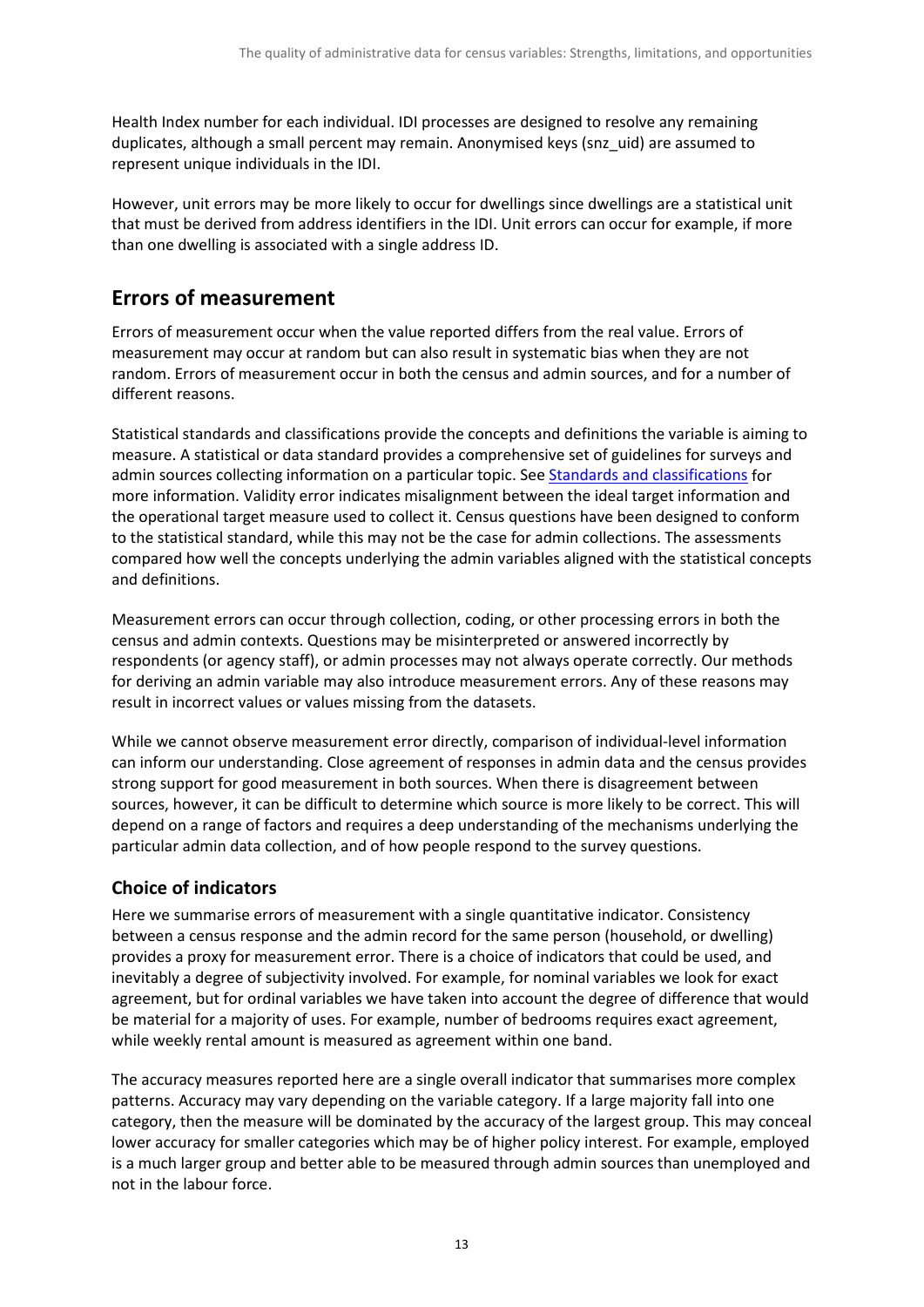Health Index number for each individual. IDI processes are designed to resolve any remaining duplicates, although a small percent may remain. Anonymised keys (snz_uid) are assumed to represent unique individuals in the IDI.

However, unit errors may be more likely to occur for dwellings since dwellings are a statistical unit that must be derived from address identifiers in the IDI. Unit errors can occur for example, if more than one dwelling is associated with a single address ID.

## Errors of measurement

Errors of measurement occur when the value reported differs from the real value. Errors of measurement may occur at random but can also result in systematic bias when they are not random. Errors of measurement occur in both the census and admin sources, and for a number of different reasons.

Statistical standards and classifications provide the concepts and definitions the variable is aiming to measure. A statistical or data standard provides a comprehensive set of guidelines for surveys and admin sources collecting information on a particular topic. See Standards and classifications for more information. Validity error indicates misalignment between the ideal target information and the operational target measure used to collect it. Census questions have been designed to conform to the statistical standard, while this may not be the case for admin collections. The assessments compared how well the concepts underlying the admin variables aligned with the statistical concepts and definitions.

Measurement errors can occur through collection, coding, or other processing errors in both the census and admin contexts. Questions may be misinterpreted or answered incorrectly by respondents (or agency staff), or admin processes may not always operate correctly. Our methods for deriving an admin variable may also introduce measurement errors. Any of these reasons may result in incorrect values or values missing from the datasets.

While we cannot observe measurement error directly, comparison of individual-level information can inform our understanding. Close agreement of responses in admin data and the census provides strong support for good measurement in both sources. When there is disagreement between sources, however, it can be difficult to determine which source is more likely to be correct. This will depend on a range of factors and requires a deep understanding of the mechanisms underlying the particular admin data collection, and of how people respond to the survey questions.

### Choice of indicators

Here we summarise errors of measurement with a single quantitative indicator. Consistency between a census response and the admin record for the same person (household, or dwelling) provides a proxy for measurement error. There is a choice of indicators that could be used, and inevitably a degree of subjectivity involved. For example, for nominal variables we look for exact agreement, but for ordinal variables we have taken into account the degree of difference that would be material for a majority of uses. For example, number of bedrooms requires exact agreement, while weekly rental amount is measured as agreement within one band.

The accuracy measures reported here are a single overall indicator that summarises more complex patterns. Accuracy may vary depending on the variable category. If a large majority fall into one category, then the measure will be dominated by the accuracy of the largest group. This may conceal lower accuracy for smaller categories which may be of higher policy interest. For example, employed is a much larger group and better able to be measured through admin sources than unemployed and not in the labour force.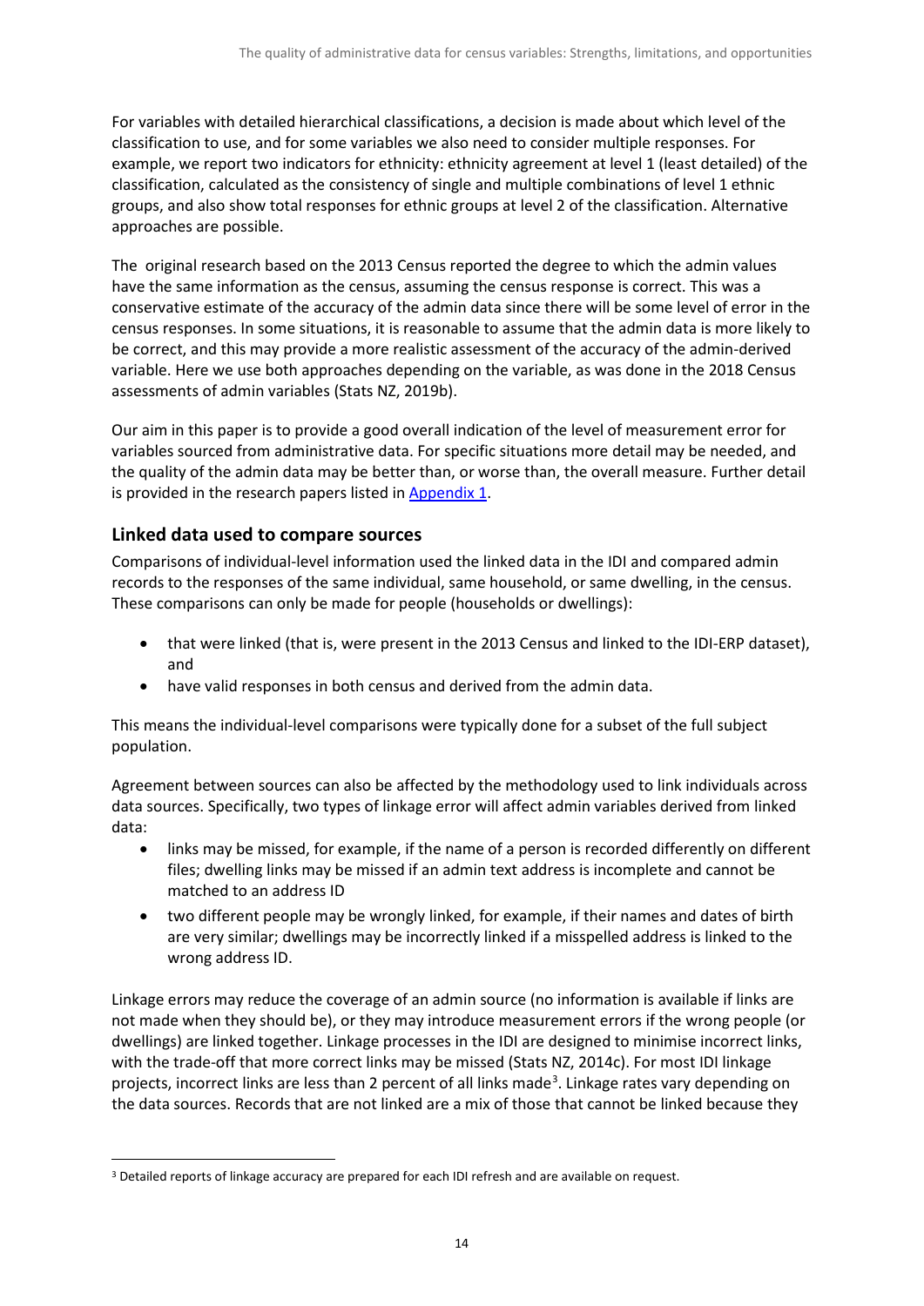For variables with detailed hierarchical classifications, a decision is made about which level of the classification to use, and for some variables we also need to consider multiple responses. For example, we report two indicators for ethnicity: ethnicity agreement at level 1 (least detailed) of the classification, calculated as the consistency of single and multiple combinations of level 1 ethnic groups, and also show total responses for ethnic groups at level 2 of the classification. Alternative approaches are possible.

The original research based on the 2013 Census reported the degree to which the admin values have the same information as the census, assuming the census response is correct. This was a conservative estimate of the accuracy of the admin data since there will be some level of error in the census responses. In some situations, it is reasonable to assume that the admin data is more likely to be correct, and this may provide a more realistic assessment of the accuracy of the admin-derived variable. Here we use both approaches depending on the variable, as was done in the 2018 Census assessments of admin variables (Stats NZ, 2019b).

Our aim in this paper is to provide a good overall indication of the level of measurement error for variables sourced from administrative data. For specific situations more detail may be needed, and the quality of the admin data may be better than, or worse than, the overall measure. Further detail is provided in the research papers listed in Appendix 1.

## Linked data used to compare sources

Comparisons of individual-level information used the linked data in the IDI and compared admin records to the responses of the same individual, same household, or same dwelling, in the census. These comparisons can only be made for people (households or dwellings):

- that were linked (that is, were present in the 2013 Census and linked to the IDI-ERP dataset), and
- have valid responses in both census and derived from the admin data.

This means the individual-level comparisons were typically done for a subset of the full subject population.

Agreement between sources can also be affected by the methodology used to link individuals across data sources. Specifically, two types of linkage error will affect admin variables derived from linked data:

- links may be missed, for example, if the name of a person is recorded differently on different files; dwelling links may be missed if an admin text address is incomplete and cannot be matched to an address ID
- two different people may be wrongly linked, for example, if their names and dates of birth are very similar; dwellings may be incorrectly linked if a misspelled address is linked to the wrong address ID.

Linkage errors may reduce the coverage of an admin source (no information is available if links are not made when they should be), or they may introduce measurement errors if the wrong people (or dwellings) are linked together. Linkage processes in the IDI are designed to minimise incorrect links, with the trade-off that more correct links may be missed (Stats NZ, 2014c). For most IDI linkage projects, incorrect links are less than 2 percent of all links made[3]. Linkage rates vary depending on the data sources. Records that are not linked are a mix of those that cannot be linked because they

[3] Detailed reports of linkage accuracy are prepared for each IDI refresh and are available on request.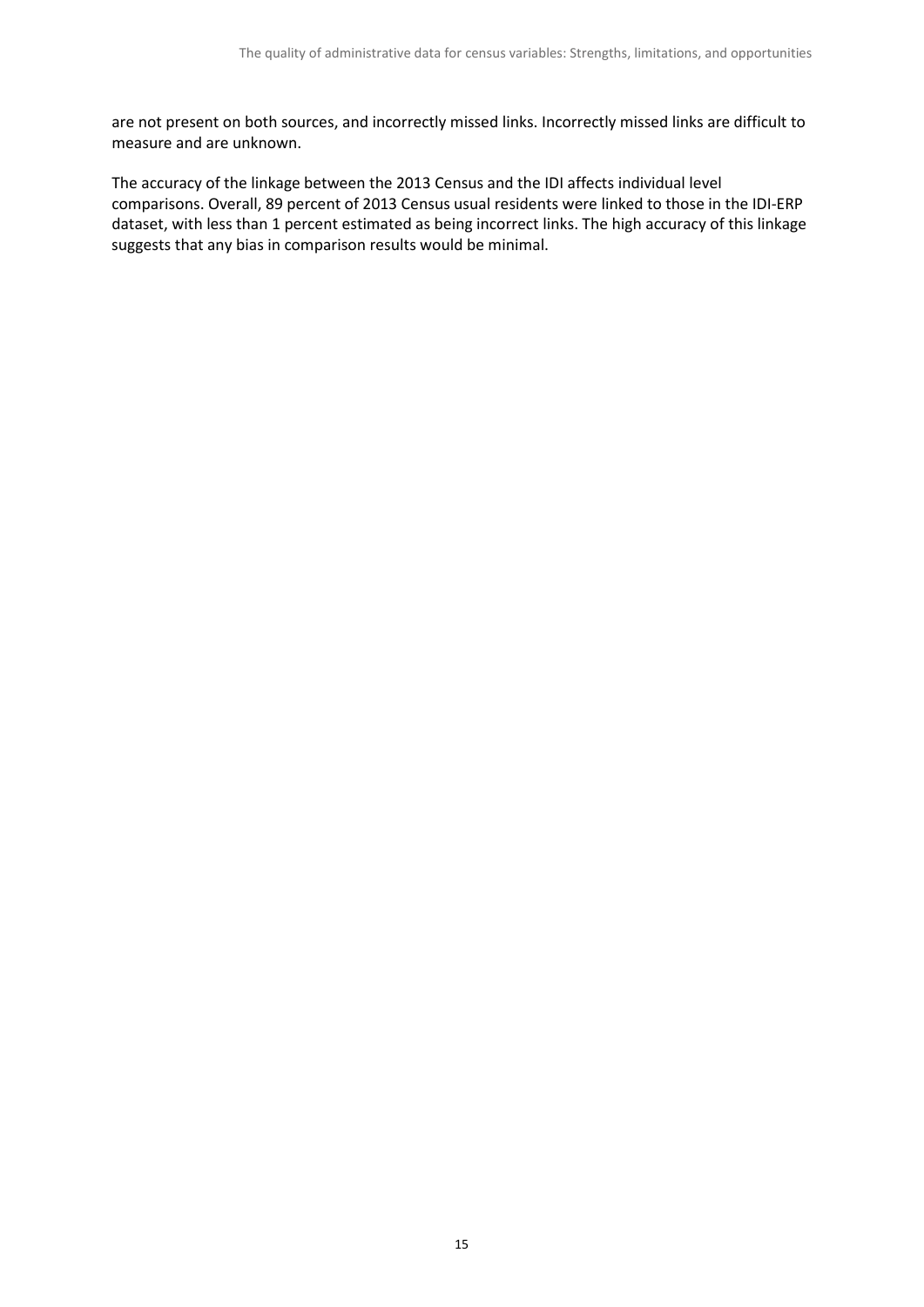are not present on both sources, and incorrectly missed links. Incorrectly missed links are difficult to measure and are unknown.

The accuracy of the linkage between the 2013 Census and the IDI affects individual level comparisons. Overall, 89 percent of 2013 Census usual residents were linked to those in the IDI-ERP dataset, with less than 1 percent estimated as being incorrect links. The high accuracy of this linkage suggests that any bias in comparison results would be minimal.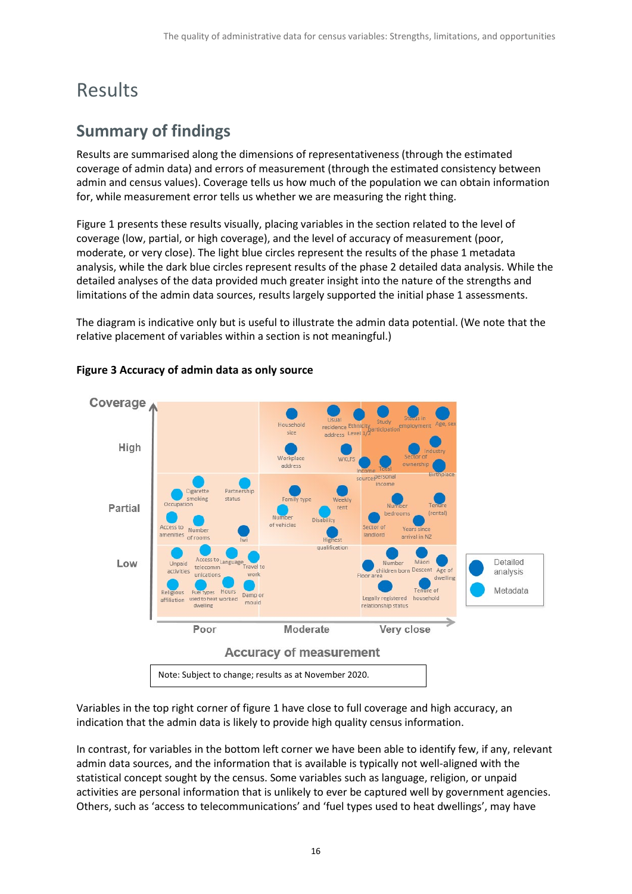# Results

## Summary of findings

Results are summarised along the dimensions of representativeness (through the estimated coverage of admin data) and errors of measurement (through the estimated consistency between admin and census values). Coverage tells us how much of the population we can obtain information for, while measurement error tells us whether we are measuring the right thing.

Figure 1 presents these results visually, placing variables in the section related to the level of coverage (low, partial, or high coverage), and the level of accuracy of measurement (poor, moderate, or very close). The light blue circles represent the results of the phase 1 metadata analysis, while the dark blue circles represent results of the phase 2 detailed data analysis. While the detailed analyses of the data provided much greater insight into the nature of the strengths and limitations of the admin data sources, results largely supported the initial phase 1 assessments.

The diagram is indicative only but is useful to illustrate the admin data potential. (We note that the relative placement of variables within a section is not meaningful.)

**Figure 3 Accuracy of admin data as only source**

Note: Subject to change; results as at November 2020.

Variables in the top right corner of figure 1 have close to full coverage and high accuracy, an indication that the admin data is likely to provide high quality census information.

In contrast, for variables in the bottom left corner we have been able to identify few, if any, relevant admin data sources, and the information that is available is typically not well-aligned with the statistical concept sought by the census. Some variables such as language, religion, or unpaid activities are personal information that is unlikely to ever be captured well by government agencies. Others, such as 'access to telecommunications' and 'fuel types used to heat dwellings', may have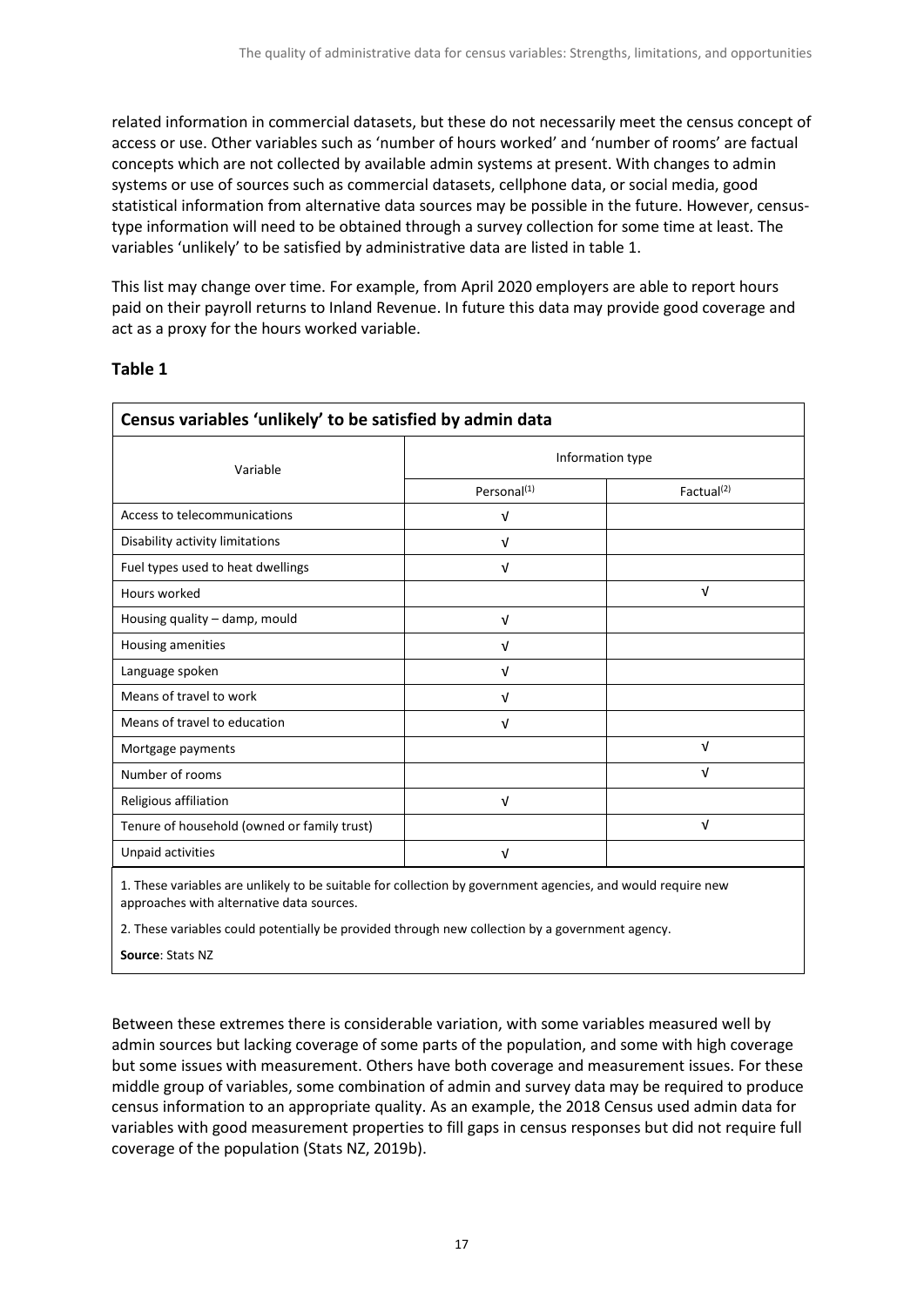related information in commercial datasets, but these do not necessarily meet the census concept of access or use. Other variables such as 'number of hours worked' and 'number of rooms' are factual concepts which are not collected by available admin systems at present. With changes to admin systems or use of sources such as commercial datasets, cellphone data, or social media, good statistical information from alternative data sources may be possible in the future. However, census-type information will need to be obtained through a survey collection for some time at least. The variables 'unlikely' to be satisfied by administrative data are listed in table 1.

This list may change over time. For example, from April 2020 employers are able to report hours paid on their payroll returns to Inland Revenue. In future this data may provide good coverage and act as a proxy for the hours worked variable.

### Table 1

**Census variables 'unlikely' to be satisfied by admin data**

| Variable | Information type | |
|---|---|---|
| | Personal[(1)] | Factual[(2)] |
| Access to telecommunications | √ | |
| Disability activity limitations | √ | |
| Fuel types used to heat dwellings | √ | |
| Hours worked | | √ |
| Housing quality – damp, mould | √ | |
| Housing amenities | √ | |
| Language spoken | √ | |
| Means of travel to work | √ | |
| Means of travel to education | √ | |
| Mortgage payments | | √ |
| Number of rooms | | √ |
| Religious affiliation | √ | |
| Tenure of household (owned or family trust) | | √ |
| Unpaid activities | √ | |

1. These variables are unlikely to be suitable for collection by government agencies, and would require new approaches with alternative data sources.

2. These variables could potentially be provided through new collection by a government agency.

**Source**: Stats NZ

Between these extremes there is considerable variation, with some variables measured well by admin sources but lacking coverage of some parts of the population, and some with high coverage but some issues with measurement. Others have both coverage and measurement issues. For these middle group of variables, some combination of admin and survey data may be required to produce census information to an appropriate quality. As an example, the 2018 Census used admin data for variables with good measurement properties to fill gaps in census responses but did not require full coverage of the population (Stats NZ, 2019b).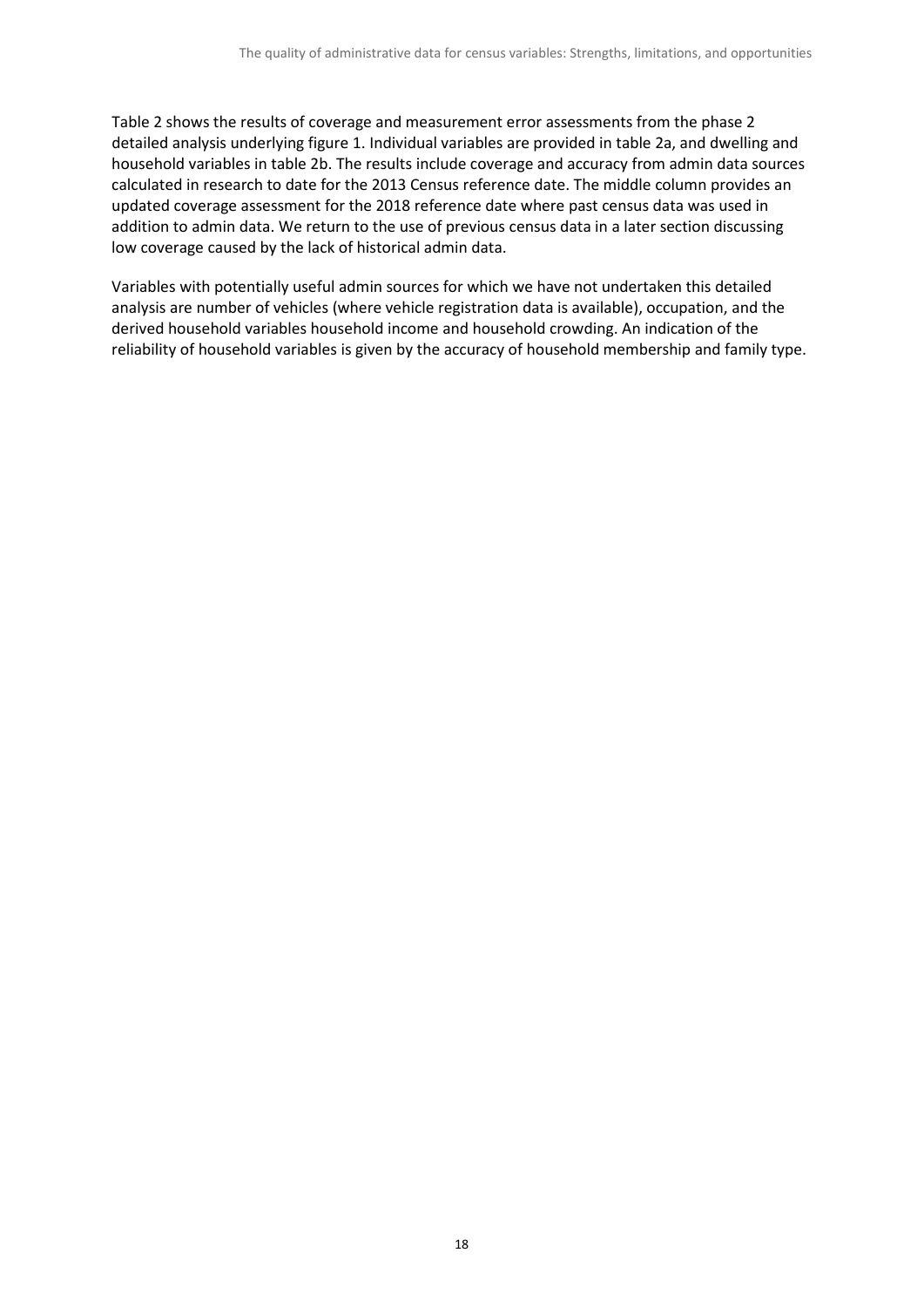Table 2 shows the results of coverage and measurement error assessments from the phase 2 detailed analysis underlying figure 1. Individual variables are provided in table 2a, and dwelling and household variables in table 2b. The results include coverage and accuracy from admin data sources calculated in research to date for the 2013 Census reference date. The middle column provides an updated coverage assessment for the 2018 reference date where past census data was used in addition to admin data. We return to the use of previous census data in a later section discussing low coverage caused by the lack of historical admin data.

Variables with potentially useful admin sources for which we have not undertaken this detailed analysis are number of vehicles (where vehicle registration data is available), occupation, and the derived household variables household income and household crowding. An indication of the reliability of household variables is given by the accuracy of household membership and family type.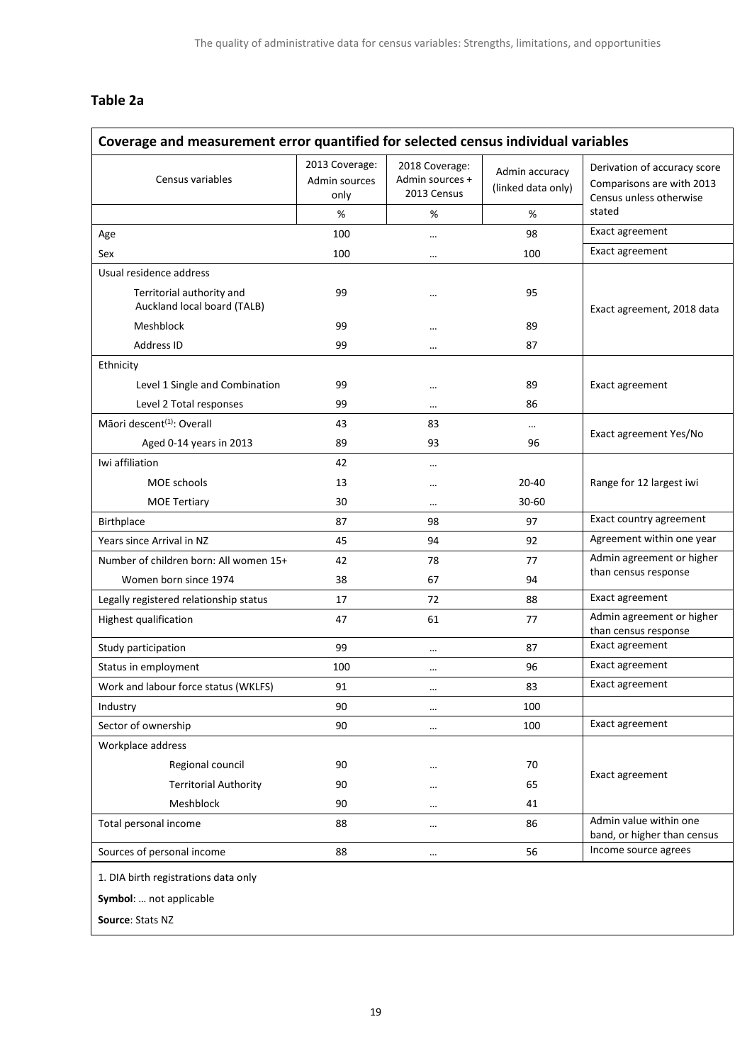## Table 2a

| Coverage and measurement error quantified for selected census individual variables | | | | |
|---|---|---|---|---|
| Census variables | 2013 Coverage: Admin sources only | 2018 Coverage: Admin sources + 2013 Census | Admin accuracy (linked data only) | Derivation of accuracy score Comparisons are with 2013 Census unless otherwise stated |
| | % | % | % | |
| Age | 100 | … | 98 | Exact agreement |
| Sex | 100 | … | 100 | Exact agreement |
| Usual residence address | | | | Exact agreement, 2018 data |
| Territorial authority and Auckland local board (TALB) | 99 | … | 95 | |
| Meshblock | 99 | … | 89 | |
| Address ID | 99 | … | 87 | |
| Ethnicity | | | | Exact agreement |
| Level 1 Single and Combination | 99 | … | 89 | |
| Level 2 Total responses | 99 | … | 86 | |
| Māori descent[1]: Overall | 43 | 83 | … | Exact agreement Yes/No |
| Aged 0-14 years in 2013 | 89 | 93 | 96 | |
| Iwi affiliation | 42 | … | | Range for 12 largest iwi |
| MOE schools | 13 | … | 20-40 | |
| MOE Tertiary | 30 | … | 30-60 | |
| Birthplace | 87 | 98 | 97 | Exact country agreement |
| Years since Arrival in NZ | 45 | 94 | 92 | Agreement within one year |
| Number of children born: All women 15+ | 42 | 78 | 77 | Admin agreement or higher than census response |
| Women born since 1974 | 38 | 67 | 94 | |
| Legally registered relationship status | 17 | 72 | 88 | Exact agreement |
| Highest qualification | 47 | 61 | 77 | Admin agreement or higher than census response |
| Study participation | 99 | … | 87 | Exact agreement |
| Status in employment | 100 | … | 96 | Exact agreement |
| Work and labour force status (WKLFS) | 91 | … | 83 | Exact agreement |
| Industry | 90 | … | 100 | |
| Sector of ownership | 90 | … | 100 | Exact agreement |
| Workplace address | | | | Exact agreement |
| Regional council | 90 | … | 70 | |
| Territorial Authority | 90 | … | 65 | |
| Meshblock | 90 | … | 41 | |
| Total personal income | 88 | … | 86 | Admin value within one band, or higher than census |
| Sources of personal income | 88 | … | 56 | Income source agrees |

1. DIA birth registrations data only

**Symbol**: … not applicable

**Source**: Stats NZ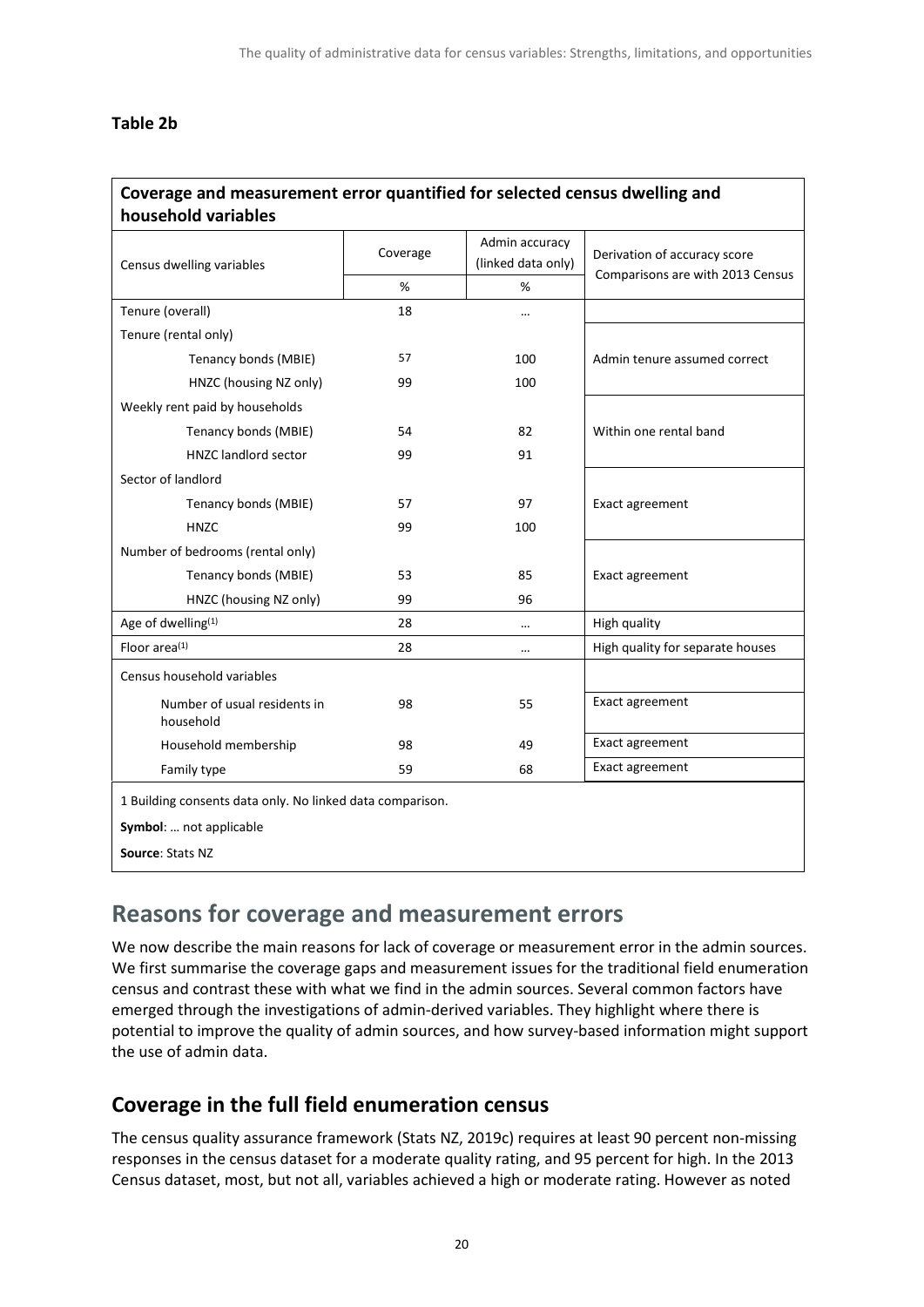**Table 2b**

| Coverage and measurement error quantified for selected census dwelling and household variables | | | |
|---|---|---|---|
| Census dwelling variables | Coverage | Admin accuracy (linked data only) | Derivation of accuracy score Comparisons are with 2013 Census |
| | % | % | |
| Tenure (overall) | 18 | … | |
| Tenure (rental only) | | | |
| Tenancy bonds (MBIE) | 57 | 100 | Admin tenure assumed correct |
| HNZC (housing NZ only) | 99 | 100 | |
| Weekly rent paid by households | | | |
| Tenancy bonds (MBIE) | 54 | 82 | Within one rental band |
| HNZC landlord sector | 99 | 91 | |
| Sector of landlord | | | |
| Tenancy bonds (MBIE) | 57 | 97 | Exact agreement |
| HNZC | 99 | 100 | |
| Number of bedrooms (rental only) | | | |
| Tenancy bonds (MBIE) | 53 | 85 | Exact agreement |
| HNZC (housing NZ only) | 99 | 96 | |
| Age of dwelling[1] | 28 | … | High quality |
| Floor area[1] | 28 | … | High quality for separate houses |
| Census household variables | | | |
| Number of usual residents in household | 98 | 55 | Exact agreement |
| Household membership | 98 | 49 | Exact agreement |
| Family type | 59 | 68 | Exact agreement |

1 Building consents data only. No linked data comparison.

**Symbol**: … not applicable

**Source**: Stats NZ

# Reasons for coverage and measurement errors

We now describe the main reasons for lack of coverage or measurement error in the admin sources. We first summarise the coverage gaps and measurement issues for the traditional field enumeration census and contrast these with what we find in the admin sources. Several common factors have emerged through the investigations of admin-derived variables. They highlight where there is potential to improve the quality of admin sources, and how survey-based information might support the use of admin data.

## Coverage in the full field enumeration census

The census quality assurance framework (Stats NZ, 2019c) requires at least 90 percent non-missing responses in the census dataset for a moderate quality rating, and 95 percent for high. In the 2013 Census dataset, most, but not all, variables achieved a high or moderate rating. However as noted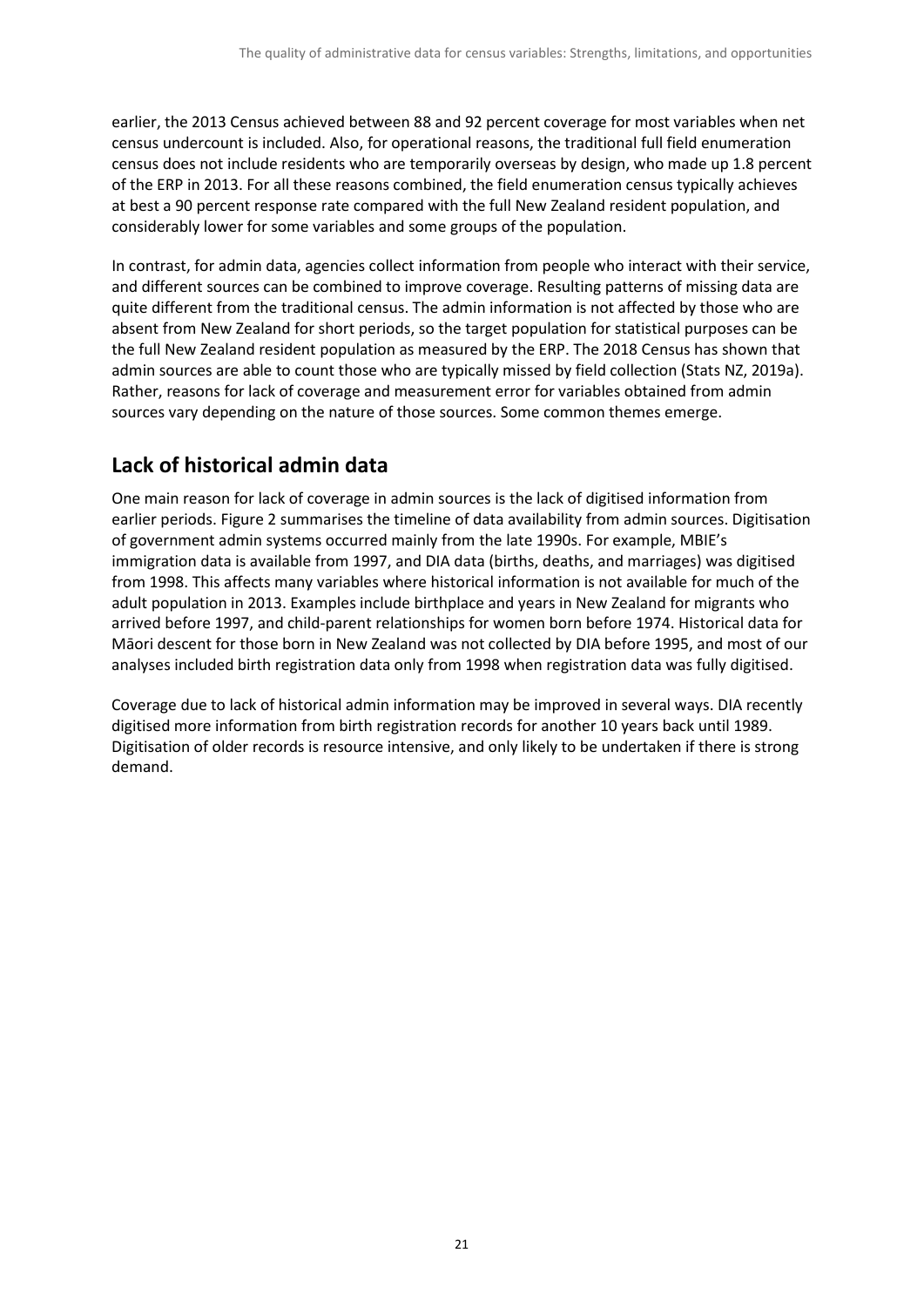earlier, the 2013 Census achieved between 88 and 92 percent coverage for most variables when net census undercount is included. Also, for operational reasons, the traditional full field enumeration census does not include residents who are temporarily overseas by design, who made up 1.8 percent of the ERP in 2013. For all these reasons combined, the field enumeration census typically achieves at best a 90 percent response rate compared with the full New Zealand resident population, and considerably lower for some variables and some groups of the population.

In contrast, for admin data, agencies collect information from people who interact with their service, and different sources can be combined to improve coverage. Resulting patterns of missing data are quite different from the traditional census. The admin information is not affected by those who are absent from New Zealand for short periods, so the target population for statistical purposes can be the full New Zealand resident population as measured by the ERP. The 2018 Census has shown that admin sources are able to count those who are typically missed by field collection (Stats NZ, 2019a). Rather, reasons for lack of coverage and measurement error for variables obtained from admin sources vary depending on the nature of those sources. Some common themes emerge.

## Lack of historical admin data

One main reason for lack of coverage in admin sources is the lack of digitised information from earlier periods. Figure 2 summarises the timeline of data availability from admin sources. Digitisation of government admin systems occurred mainly from the late 1990s. For example, MBIE's immigration data is available from 1997, and DIA data (births, deaths, and marriages) was digitised from 1998. This affects many variables where historical information is not available for much of the adult population in 2013. Examples include birthplace and years in New Zealand for migrants who arrived before 1997, and child-parent relationships for women born before 1974. Historical data for Māori descent for those born in New Zealand was not collected by DIA before 1995, and most of our analyses included birth registration data only from 1998 when registration data was fully digitised.

Coverage due to lack of historical admin information may be improved in several ways. DIA recently digitised more information from birth registration records for another 10 years back until 1989. Digitisation of older records is resource intensive, and only likely to be undertaken if there is strong demand.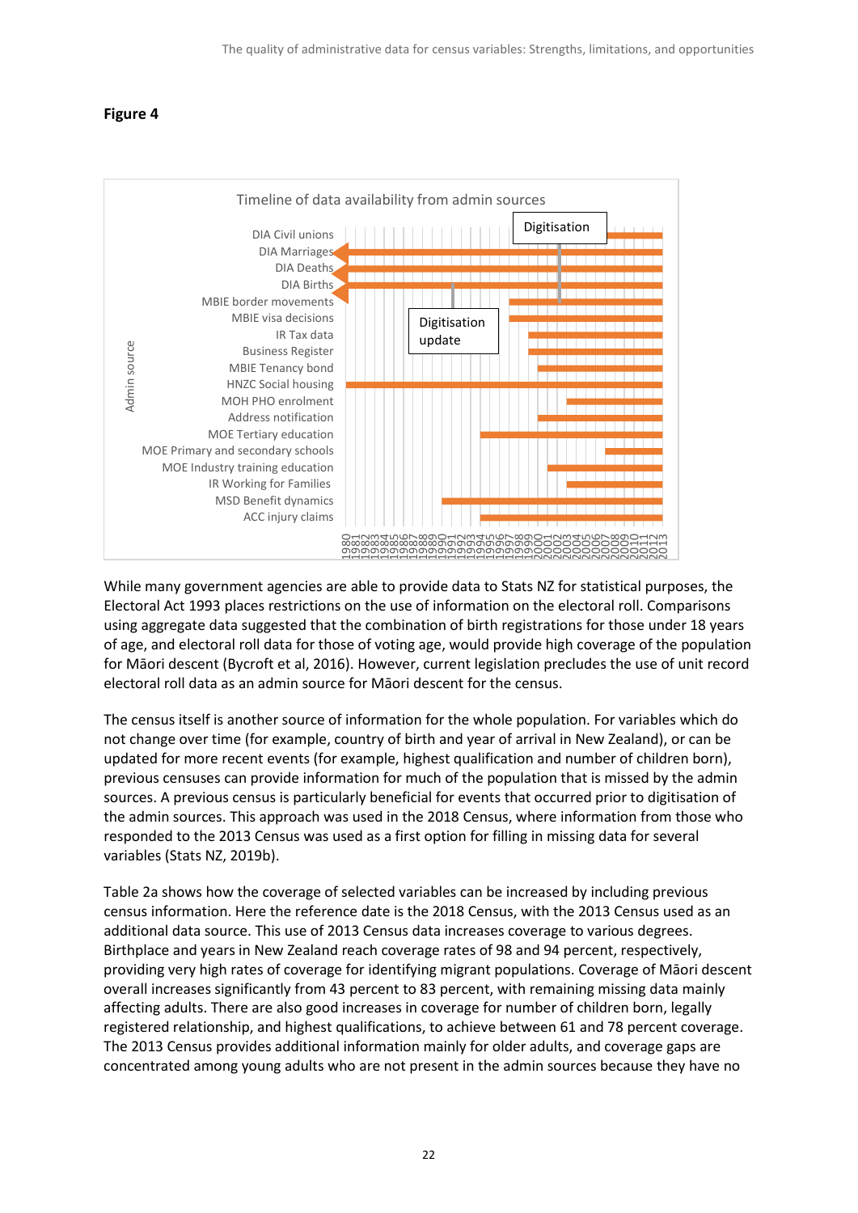**Figure 4**

While many government agencies are able to provide data to Stats NZ for statistical purposes, the Electoral Act 1993 places restrictions on the use of information on the electoral roll. Comparisons using aggregate data suggested that the combination of birth registrations for those under 18 years of age, and electoral roll data for those of voting age, would provide high coverage of the population for Māori descent (Bycroft et al, 2016). However, current legislation precludes the use of unit record electoral roll data as an admin source for Māori descent for the census.

The census itself is another source of information for the whole population. For variables which do not change over time (for example, country of birth and year of arrival in New Zealand), or can be updated for more recent events (for example, highest qualification and number of children born), previous censuses can provide information for much of the population that is missed by the admin sources. A previous census is particularly beneficial for events that occurred prior to digitisation of the admin sources. This approach was used in the 2018 Census, where information from those who responded to the 2013 Census was used as a first option for filling in missing data for several variables (Stats NZ, 2019b).

Table 2a shows how the coverage of selected variables can be increased by including previous census information. Here the reference date is the 2018 Census, with the 2013 Census used as an additional data source. This use of 2013 Census data increases coverage to various degrees. Birthplace and years in New Zealand reach coverage rates of 98 and 94 percent, respectively, providing very high rates of coverage for identifying migrant populations. Coverage of Māori descent overall increases significantly from 43 percent to 83 percent, with remaining missing data mainly affecting adults. There are also good increases in coverage for number of children born, legally registered relationship, and highest qualifications, to achieve between 61 and 78 percent coverage. The 2013 Census provides additional information mainly for older adults, and coverage gaps are concentrated among young adults who are not present in the admin sources because they have no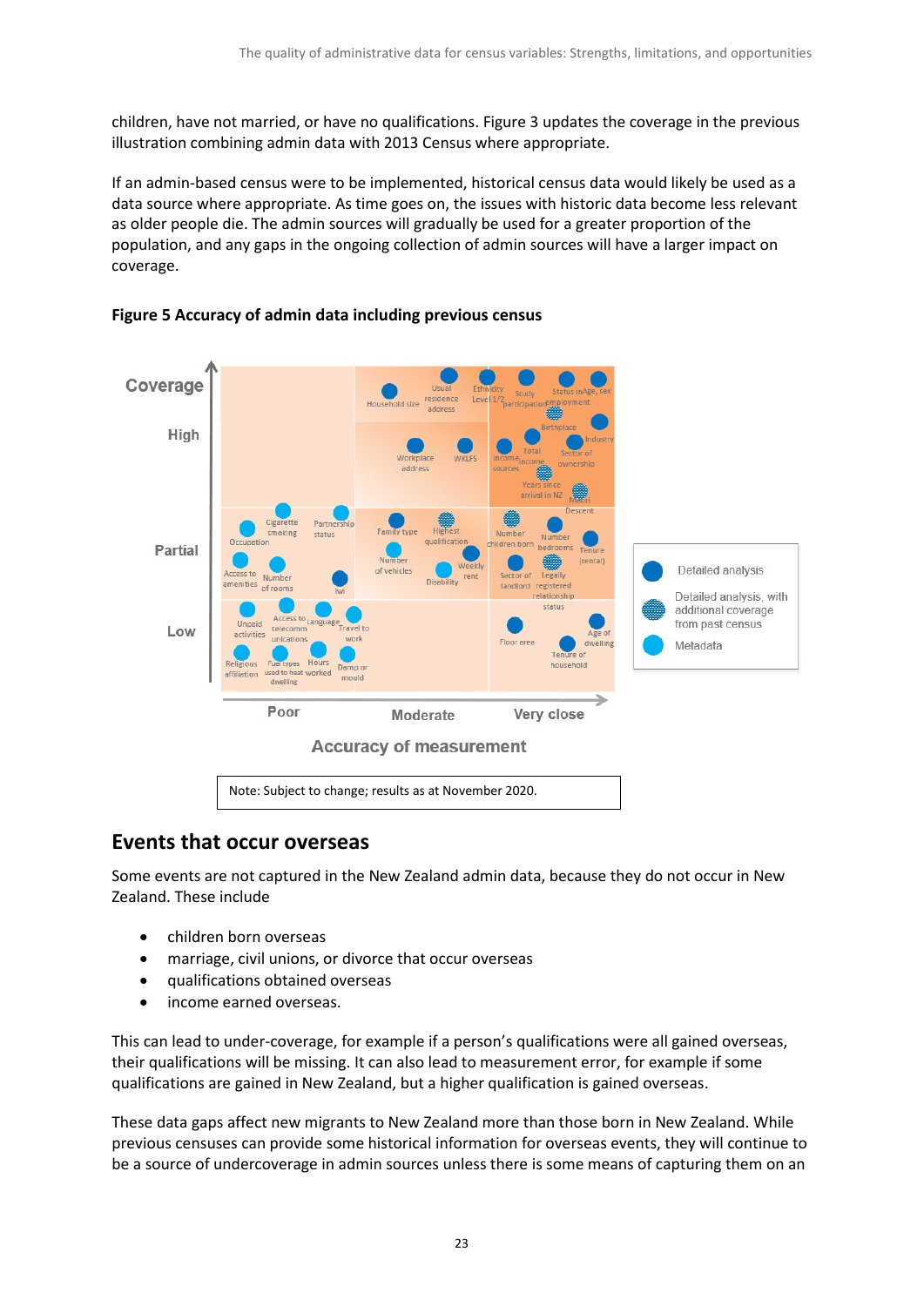children, have not married, or have no qualifications. Figure 3 updates the coverage in the previous illustration combining admin data with 2013 Census where appropriate.

If an admin-based census were to be implemented, historical census data would likely be used as a data source where appropriate. As time goes on, the issues with historic data become less relevant as older people die. The admin sources will gradually be used for a greater proportion of the population, and any gaps in the ongoing collection of admin sources will have a larger impact on coverage.

**Figure 5 Accuracy of admin data including previous census**

Note: Subject to change; results as at November 2020.

## Events that occur overseas

Some events are not captured in the New Zealand admin data, because they do not occur in New Zealand. These include

- children born overseas
- marriage, civil unions, or divorce that occur overseas
- qualifications obtained overseas
- income earned overseas.

This can lead to under-coverage, for example if a person's qualifications were all gained overseas, their qualifications will be missing. It can also lead to measurement error, for example if some qualifications are gained in New Zealand, but a higher qualification is gained overseas.

These data gaps affect new migrants to New Zealand more than those born in New Zealand. While previous censuses can provide some historical information for overseas events, they will continue to be a source of undercoverage in admin sources unless there is some means of capturing them on an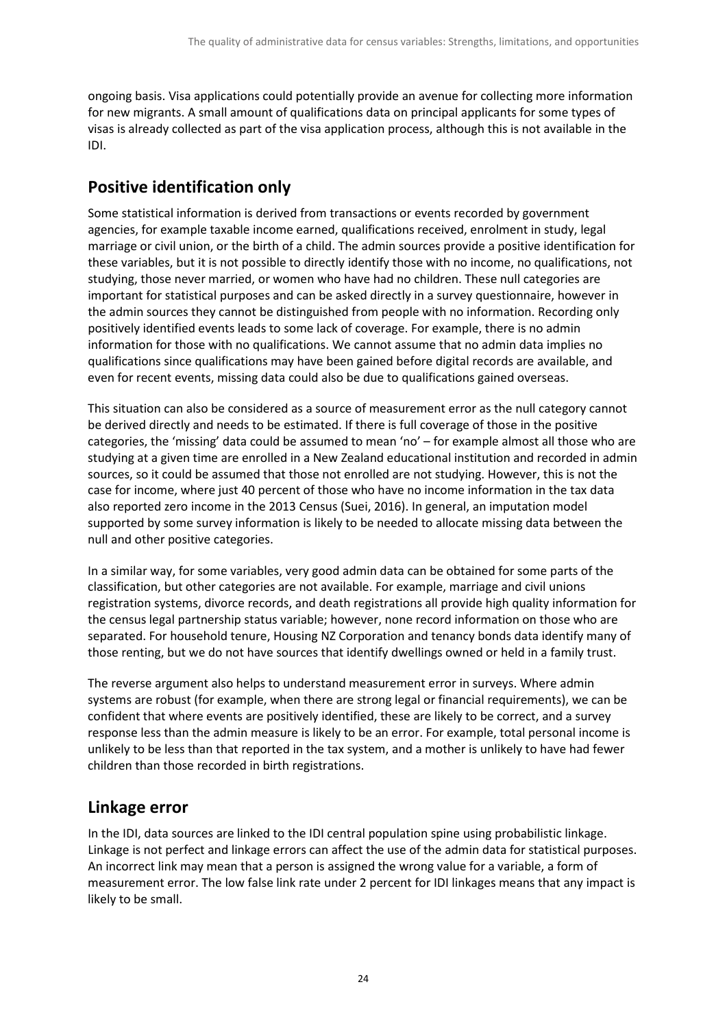ongoing basis. Visa applications could potentially provide an avenue for collecting more information for new migrants. A small amount of qualifications data on principal applicants for some types of visas is already collected as part of the visa application process, although this is not available in the IDI.

## Positive identification only

Some statistical information is derived from transactions or events recorded by government agencies, for example taxable income earned, qualifications received, enrolment in study, legal marriage or civil union, or the birth of a child. The admin sources provide a positive identification for these variables, but it is not possible to directly identify those with no income, no qualifications, not studying, those never married, or women who have had no children. These null categories are important for statistical purposes and can be asked directly in a survey questionnaire, however in the admin sources they cannot be distinguished from people with no information. Recording only positively identified events leads to some lack of coverage. For example, there is no admin information for those with no qualifications. We cannot assume that no admin data implies no qualifications since qualifications may have been gained before digital records are available, and even for recent events, missing data could also be due to qualifications gained overseas.

This situation can also be considered as a source of measurement error as the null category cannot be derived directly and needs to be estimated. If there is full coverage of those in the positive categories, the 'missing' data could be assumed to mean 'no' – for example almost all those who are studying at a given time are enrolled in a New Zealand educational institution and recorded in admin sources, so it could be assumed that those not enrolled are not studying. However, this is not the case for income, where just 40 percent of those who have no income information in the tax data also reported zero income in the 2013 Census (Suei, 2016). In general, an imputation model supported by some survey information is likely to be needed to allocate missing data between the null and other positive categories.

In a similar way, for some variables, very good admin data can be obtained for some parts of the classification, but other categories are not available. For example, marriage and civil unions registration systems, divorce records, and death registrations all provide high quality information for the census legal partnership status variable; however, none record information on those who are separated. For household tenure, Housing NZ Corporation and tenancy bonds data identify many of those renting, but we do not have sources that identify dwellings owned or held in a family trust.

The reverse argument also helps to understand measurement error in surveys. Where admin systems are robust (for example, when there are strong legal or financial requirements), we can be confident that where events are positively identified, these are likely to be correct, and a survey response less than the admin measure is likely to be an error. For example, total personal income is unlikely to be less than that reported in the tax system, and a mother is unlikely to have had fewer children than those recorded in birth registrations.

## Linkage error

In the IDI, data sources are linked to the IDI central population spine using probabilistic linkage. Linkage is not perfect and linkage errors can affect the use of the admin data for statistical purposes. An incorrect link may mean that a person is assigned the wrong value for a variable, a form of measurement error. The low false link rate under 2 percent for IDI linkages means that any impact is likely to be small.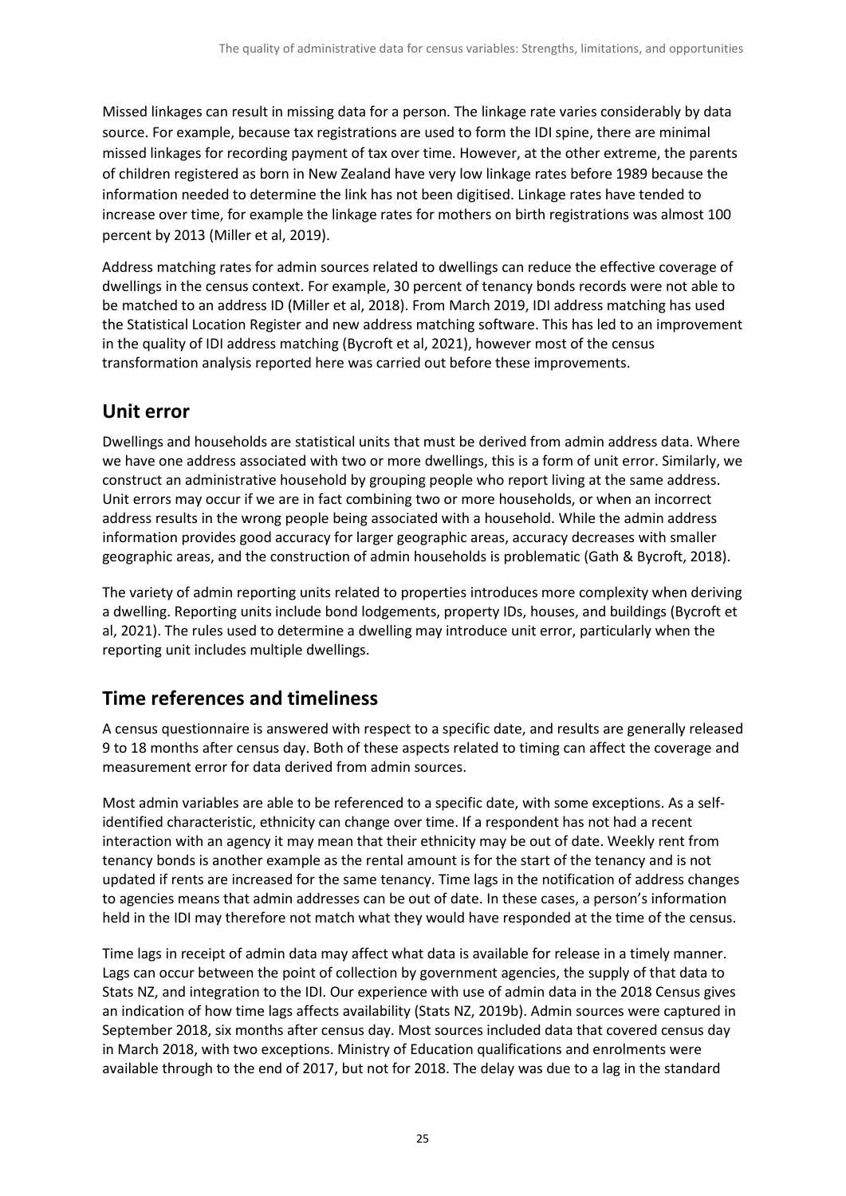Missed linkages can result in missing data for a person. The linkage rate varies considerably by data source. For example, because tax registrations are used to form the IDI spine, there are minimal missed linkages for recording payment of tax over time. However, at the other extreme, the parents of children registered as born in New Zealand have very low linkage rates before 1989 because the information needed to determine the link has not been digitised. Linkage rates have tended to increase over time, for example the linkage rates for mothers on birth registrations was almost 100 percent by 2013 (Miller et al, 2019).

Address matching rates for admin sources related to dwellings can reduce the effective coverage of dwellings in the census context. For example, 30 percent of tenancy bonds records were not able to be matched to an address ID (Miller et al, 2018). From March 2019, IDI address matching has used the Statistical Location Register and new address matching software. This has led to an improvement in the quality of IDI address matching (Bycroft et al, 2021), however most of the census transformation analysis reported here was carried out before these improvements.

## Unit error

Dwellings and households are statistical units that must be derived from admin address data. Where we have one address associated with two or more dwellings, this is a form of unit error. Similarly, we construct an administrative household by grouping people who report living at the same address. Unit errors may occur if we are in fact combining two or more households, or when an incorrect address results in the wrong people being associated with a household. While the admin address information provides good accuracy for larger geographic areas, accuracy decreases with smaller geographic areas, and the construction of admin households is problematic (Gath & Bycroft, 2018).

The variety of admin reporting units related to properties introduces more complexity when deriving a dwelling. Reporting units include bond lodgements, property IDs, houses, and buildings (Bycroft et al, 2021). The rules used to determine a dwelling may introduce unit error, particularly when the reporting unit includes multiple dwellings.

## Time references and timeliness

A census questionnaire is answered with respect to a specific date, and results are generally released 9 to 18 months after census day. Both of these aspects related to timing can affect the coverage and measurement error for data derived from admin sources.

Most admin variables are able to be referenced to a specific date, with some exceptions. As a self-identified characteristic, ethnicity can change over time. If a respondent has not had a recent interaction with an agency it may mean that their ethnicity may be out of date. Weekly rent from tenancy bonds is another example as the rental amount is for the start of the tenancy and is not updated if rents are increased for the same tenancy. Time lags in the notification of address changes to agencies means that admin addresses can be out of date. In these cases, a person's information held in the IDI may therefore not match what they would have responded at the time of the census.

Time lags in receipt of admin data may affect what data is available for release in a timely manner. Lags can occur between the point of collection by government agencies, the supply of that data to Stats NZ, and integration to the IDI. Our experience with use of admin data in the 2018 Census gives an indication of how time lags affects availability (Stats NZ, 2019b). Admin sources were captured in September 2018, six months after census day. Most sources included data that covered census day in March 2018, with two exceptions. Ministry of Education qualifications and enrolments were available through to the end of 2017, but not for 2018. The delay was due to a lag in the standard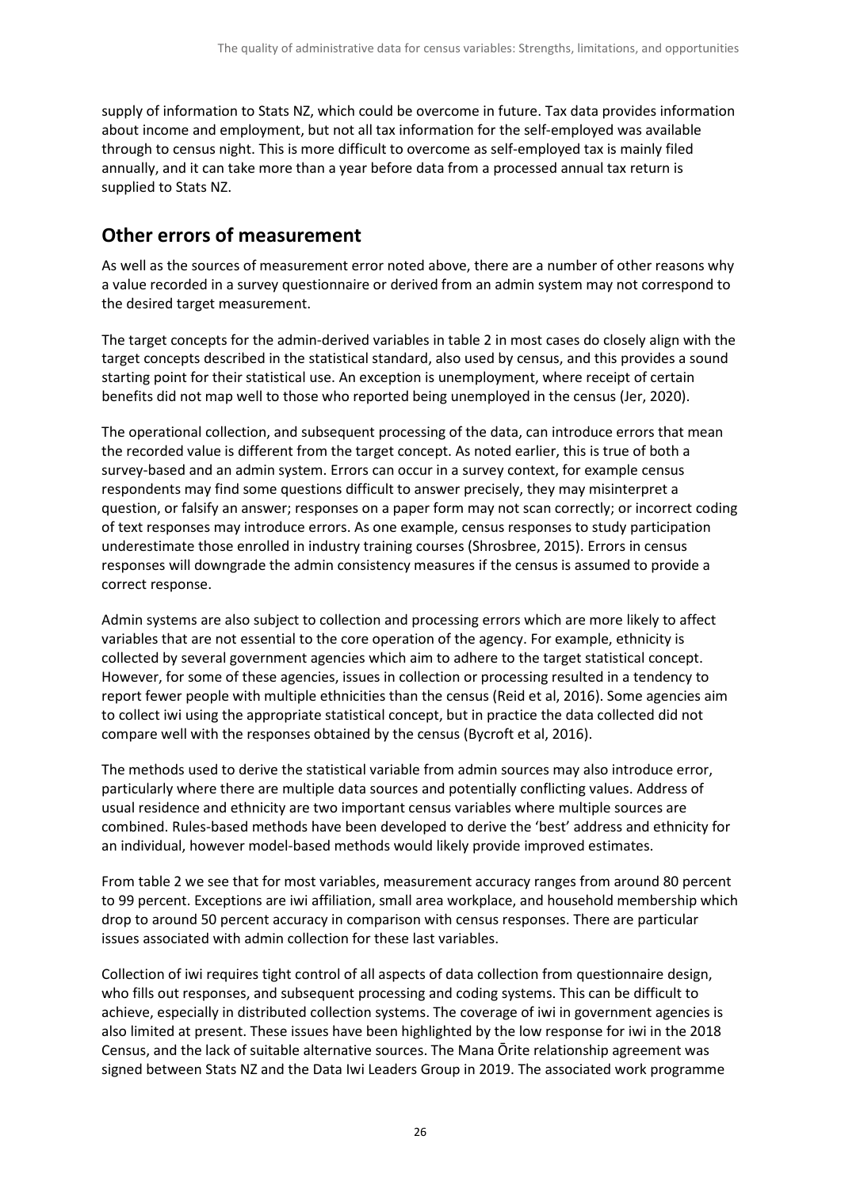supply of information to Stats NZ, which could be overcome in future. Tax data provides information about income and employment, but not all tax information for the self-employed was available through to census night. This is more difficult to overcome as self-employed tax is mainly filed annually, and it can take more than a year before data from a processed annual tax return is supplied to Stats NZ.

## Other errors of measurement

As well as the sources of measurement error noted above, there are a number of other reasons why a value recorded in a survey questionnaire or derived from an admin system may not correspond to the desired target measurement.

The target concepts for the admin-derived variables in table 2 in most cases do closely align with the target concepts described in the statistical standard, also used by census, and this provides a sound starting point for their statistical use. An exception is unemployment, where receipt of certain benefits did not map well to those who reported being unemployed in the census (Jer, 2020).

The operational collection, and subsequent processing of the data, can introduce errors that mean the recorded value is different from the target concept. As noted earlier, this is true of both a survey-based and an admin system. Errors can occur in a survey context, for example census respondents may find some questions difficult to answer precisely, they may misinterpret a question, or falsify an answer; responses on a paper form may not scan correctly; or incorrect coding of text responses may introduce errors. As one example, census responses to study participation underestimate those enrolled in industry training courses (Shrosbree, 2015). Errors in census responses will downgrade the admin consistency measures if the census is assumed to provide a correct response.

Admin systems are also subject to collection and processing errors which are more likely to affect variables that are not essential to the core operation of the agency. For example, ethnicity is collected by several government agencies which aim to adhere to the target statistical concept. However, for some of these agencies, issues in collection or processing resulted in a tendency to report fewer people with multiple ethnicities than the census (Reid et al, 2016). Some agencies aim to collect iwi using the appropriate statistical concept, but in practice the data collected did not compare well with the responses obtained by the census (Bycroft et al, 2016).

The methods used to derive the statistical variable from admin sources may also introduce error, particularly where there are multiple data sources and potentially conflicting values. Address of usual residence and ethnicity are two important census variables where multiple sources are combined. Rules-based methods have been developed to derive the 'best' address and ethnicity for an individual, however model-based methods would likely provide improved estimates.

From table 2 we see that for most variables, measurement accuracy ranges from around 80 percent to 99 percent. Exceptions are iwi affiliation, small area workplace, and household membership which drop to around 50 percent accuracy in comparison with census responses. There are particular issues associated with admin collection for these last variables.

Collection of iwi requires tight control of all aspects of data collection from questionnaire design, who fills out responses, and subsequent processing and coding systems. This can be difficult to achieve, especially in distributed collection systems. The coverage of iwi in government agencies is also limited at present. These issues have been highlighted by the low response for iwi in the 2018 Census, and the lack of suitable alternative sources. The Mana Ōrite relationship agreement was signed between Stats NZ and the Data Iwi Leaders Group in 2019. The associated work programme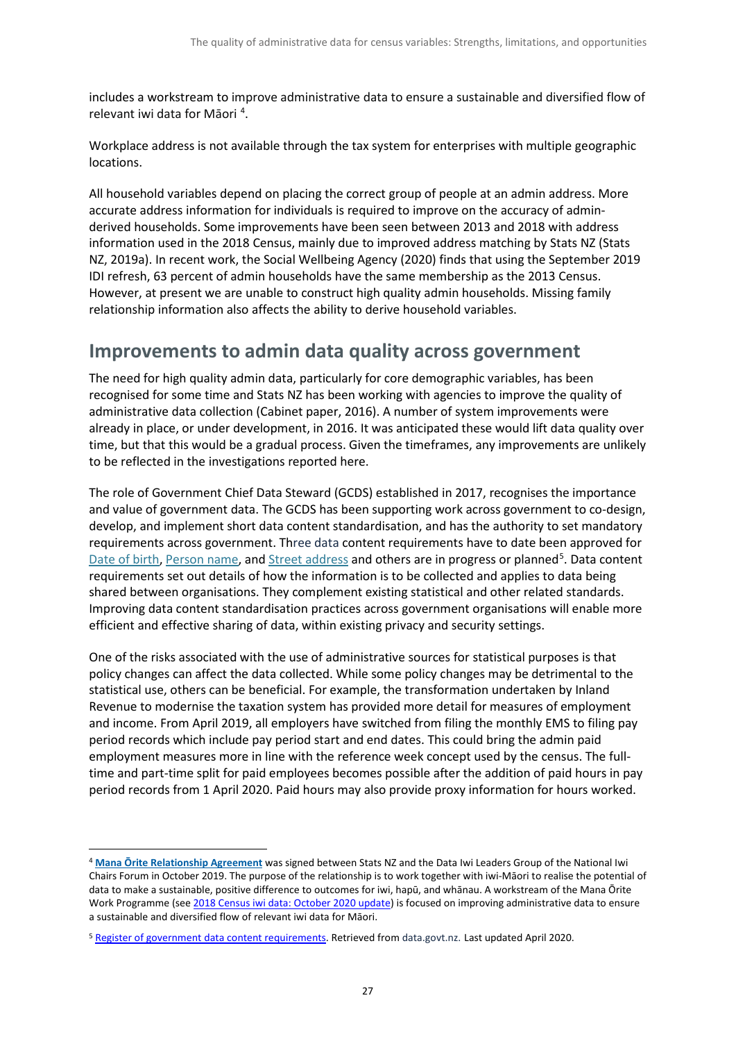includes a workstream to improve administrative data to ensure a sustainable and diversified flow of relevant iwi data for Māori [4].

Workplace address is not available through the tax system for enterprises with multiple geographic locations.

All household variables depend on placing the correct group of people at an admin address. More accurate address information for individuals is required to improve on the accuracy of admin-derived households. Some improvements have been seen between 2013 and 2018 with address information used in the 2018 Census, mainly due to improved address matching by Stats NZ (Stats NZ, 2019a). In recent work, the Social Wellbeing Agency (2020) finds that using the September 2019 IDI refresh, 63 percent of admin households have the same membership as the 2013 Census. However, at present we are unable to construct high quality admin households. Missing family relationship information also affects the ability to derive household variables.

## Improvements to admin data quality across government

The need for high quality admin data, particularly for core demographic variables, has been recognised for some time and Stats NZ has been working with agencies to improve the quality of administrative data collection (Cabinet paper, 2016). A number of system improvements were already in place, or under development, in 2016. It was anticipated these would lift data quality over time, but that this would be a gradual process. Given the timeframes, any improvements are unlikely to be reflected in the investigations reported here.

The role of Government Chief Data Steward (GCDS) established in 2017, recognises the importance and value of government data. The GCDS has been supporting work across government to co-design, develop, and implement short data content standardisation, and has the authority to set mandatory requirements across government. Three data content requirements have to date been approved for Date of birth, Person name, and Street address and others are in progress or planned[5]. Data content requirements set out details of how the information is to be collected and applies to data being shared between organisations. They complement existing statistical and other related standards. Improving data content standardisation practices across government organisations will enable more efficient and effective sharing of data, within existing privacy and security settings.

One of the risks associated with the use of administrative sources for statistical purposes is that policy changes can affect the data collected. While some policy changes may be detrimental to the statistical use, others can be beneficial. For example, the transformation undertaken by Inland Revenue to modernise the taxation system has provided more detail for measures of employment and income. From April 2019, all employers have switched from filing the monthly EMS to filing pay period records which include pay period start and end dates. This could bring the admin paid employment measures more in line with the reference week concept used by the census. The full-time and part-time split for paid employees becomes possible after the addition of paid hours in pay period records from 1 April 2020. Paid hours may also provide proxy information for hours worked.

---

[4] **Mana Ōrite Relationship Agreement** was signed between Stats NZ and the Data Iwi Leaders Group of the National Iwi Chairs Forum in October 2019. The purpose of the relationship is to work together with iwi-Māori to realise the potential of data to make a sustainable, positive difference to outcomes for iwi, hapū, and whānau. A workstream of the Mana Ōrite Work Programme (see 2018 Census iwi data: October 2020 update) is focused on improving administrative data to ensure a sustainable and diversified flow of relevant iwi data for Māori.

[5] Register of government data content requirements. Retrieved from data.govt.nz. Last updated April 2020.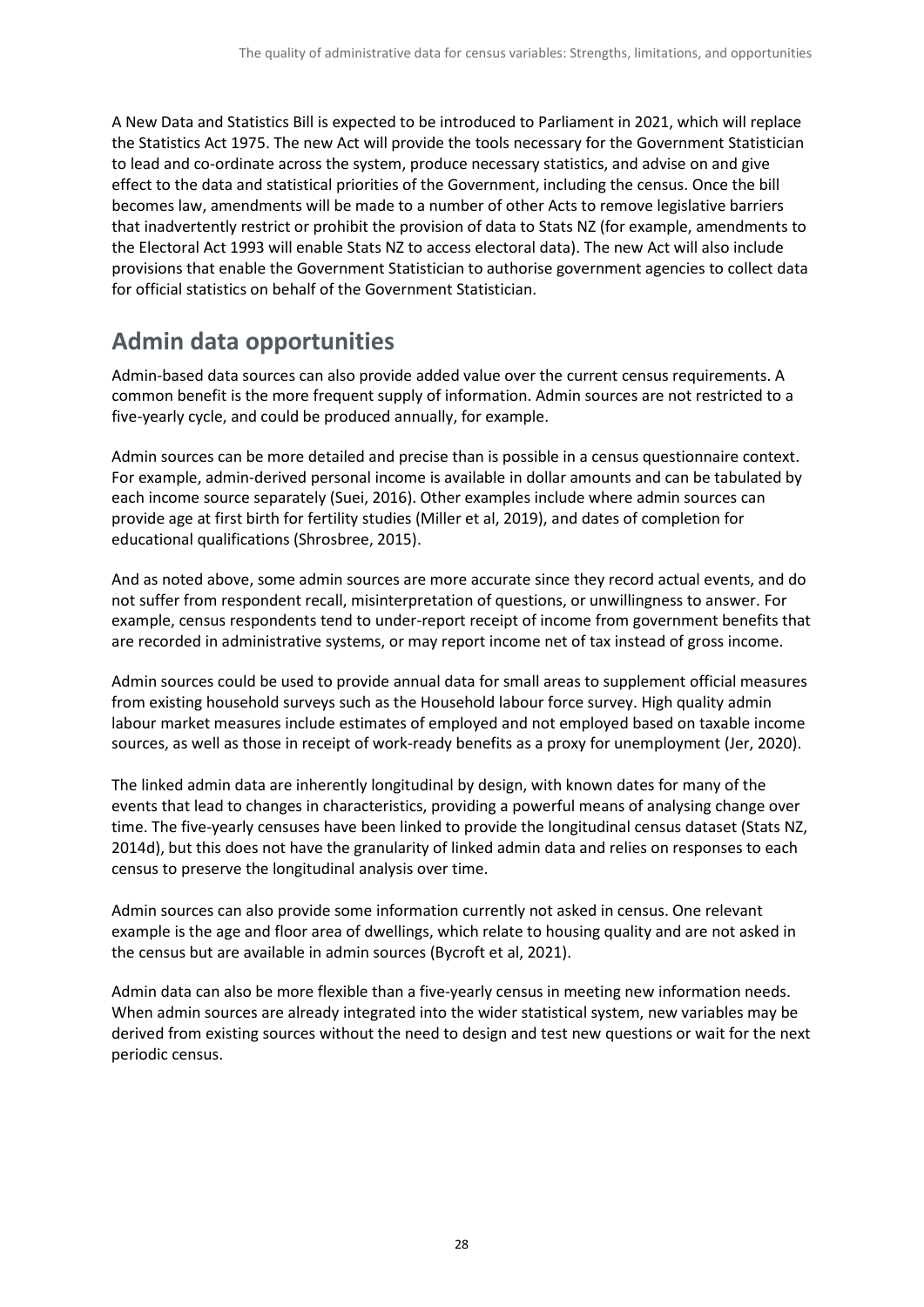A New Data and Statistics Bill is expected to be introduced to Parliament in 2021, which will replace the Statistics Act 1975. The new Act will provide the tools necessary for the Government Statistician to lead and co-ordinate across the system, produce necessary statistics, and advise on and give effect to the data and statistical priorities of the Government, including the census. Once the bill becomes law, amendments will be made to a number of other Acts to remove legislative barriers that inadvertently restrict or prohibit the provision of data to Stats NZ (for example, amendments to the Electoral Act 1993 will enable Stats NZ to access electoral data). The new Act will also include provisions that enable the Government Statistician to authorise government agencies to collect data for official statistics on behalf of the Government Statistician.

## Admin data opportunities

Admin-based data sources can also provide added value over the current census requirements. A common benefit is the more frequent supply of information. Admin sources are not restricted to a five-yearly cycle, and could be produced annually, for example.

Admin sources can be more detailed and precise than is possible in a census questionnaire context. For example, admin-derived personal income is available in dollar amounts and can be tabulated by each income source separately (Suei, 2016). Other examples include where admin sources can provide age at first birth for fertility studies (Miller et al, 2019), and dates of completion for educational qualifications (Shrosbree, 2015).

And as noted above, some admin sources are more accurate since they record actual events, and do not suffer from respondent recall, misinterpretation of questions, or unwillingness to answer. For example, census respondents tend to under-report receipt of income from government benefits that are recorded in administrative systems, or may report income net of tax instead of gross income.

Admin sources could be used to provide annual data for small areas to supplement official measures from existing household surveys such as the Household labour force survey. High quality admin labour market measures include estimates of employed and not employed based on taxable income sources, as well as those in receipt of work-ready benefits as a proxy for unemployment (Jer, 2020).

The linked admin data are inherently longitudinal by design, with known dates for many of the events that lead to changes in characteristics, providing a powerful means of analysing change over time. The five-yearly censuses have been linked to provide the longitudinal census dataset (Stats NZ, 2014d), but this does not have the granularity of linked admin data and relies on responses to each census to preserve the longitudinal analysis over time.

Admin sources can also provide some information currently not asked in census. One relevant example is the age and floor area of dwellings, which relate to housing quality and are not asked in the census but are available in admin sources (Bycroft et al, 2021).

Admin data can also be more flexible than a five-yearly census in meeting new information needs. When admin sources are already integrated into the wider statistical system, new variables may be derived from existing sources without the need to design and test new questions or wait for the next periodic census.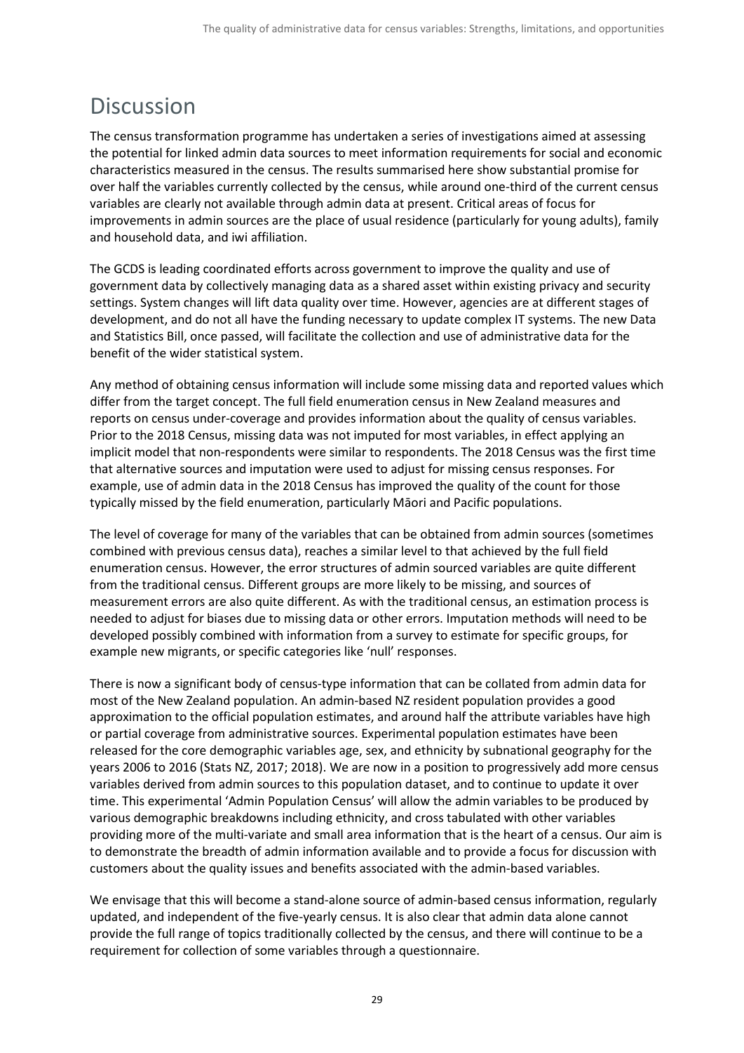# Discussion

The census transformation programme has undertaken a series of investigations aimed at assessing the potential for linked admin data sources to meet information requirements for social and economic characteristics measured in the census. The results summarised here show substantial promise for over half the variables currently collected by the census, while around one-third of the current census variables are clearly not available through admin data at present. Critical areas of focus for improvements in admin sources are the place of usual residence (particularly for young adults), family and household data, and iwi affiliation.

The GCDS is leading coordinated efforts across government to improve the quality and use of government data by collectively managing data as a shared asset within existing privacy and security settings. System changes will lift data quality over time. However, agencies are at different stages of development, and do not all have the funding necessary to update complex IT systems. The new Data and Statistics Bill, once passed, will facilitate the collection and use of administrative data for the benefit of the wider statistical system.

Any method of obtaining census information will include some missing data and reported values which differ from the target concept. The full field enumeration census in New Zealand measures and reports on census under-coverage and provides information about the quality of census variables. Prior to the 2018 Census, missing data was not imputed for most variables, in effect applying an implicit model that non-respondents were similar to respondents. The 2018 Census was the first time that alternative sources and imputation were used to adjust for missing census responses. For example, use of admin data in the 2018 Census has improved the quality of the count for those typically missed by the field enumeration, particularly Māori and Pacific populations.

The level of coverage for many of the variables that can be obtained from admin sources (sometimes combined with previous census data), reaches a similar level to that achieved by the full field enumeration census. However, the error structures of admin sourced variables are quite different from the traditional census. Different groups are more likely to be missing, and sources of measurement errors are also quite different. As with the traditional census, an estimation process is needed to adjust for biases due to missing data or other errors. Imputation methods will need to be developed possibly combined with information from a survey to estimate for specific groups, for example new migrants, or specific categories like 'null' responses.

There is now a significant body of census-type information that can be collated from admin data for most of the New Zealand population. An admin-based NZ resident population provides a good approximation to the official population estimates, and around half the attribute variables have high or partial coverage from administrative sources. Experimental population estimates have been released for the core demographic variables age, sex, and ethnicity by subnational geography for the years 2006 to 2016 (Stats NZ, 2017; 2018). We are now in a position to progressively add more census variables derived from admin sources to this population dataset, and to continue to update it over time. This experimental 'Admin Population Census' will allow the admin variables to be produced by various demographic breakdowns including ethnicity, and cross tabulated with other variables providing more of the multi-variate and small area information that is the heart of a census. Our aim is to demonstrate the breadth of admin information available and to provide a focus for discussion with customers about the quality issues and benefits associated with the admin-based variables.

We envisage that this will become a stand-alone source of admin-based census information, regularly updated, and independent of the five-yearly census. It is also clear that admin data alone cannot provide the full range of topics traditionally collected by the census, and there will continue to be a requirement for collection of some variables through a questionnaire.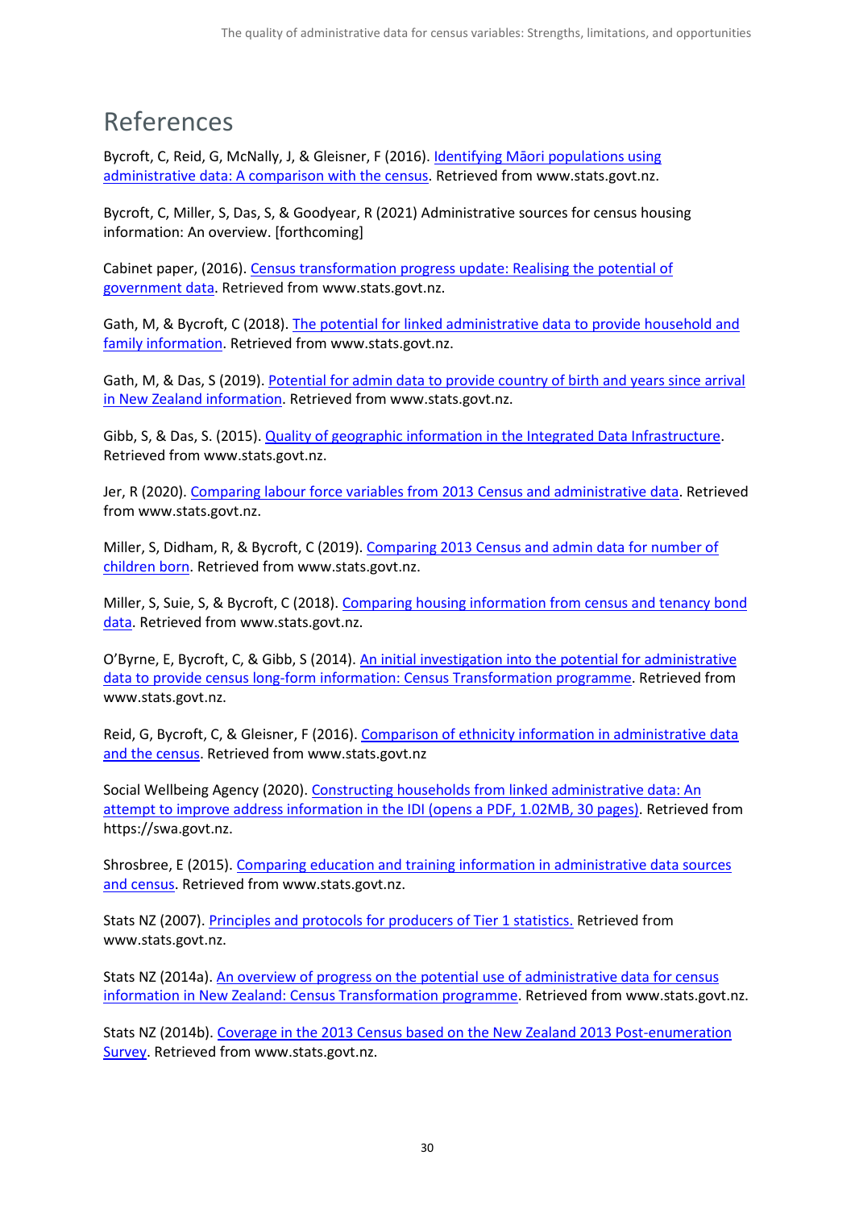# References

Bycroft, C, Reid, G, McNally, J, & Gleisner, F (2016). Identifying Māori populations using administrative data: A comparison with the census. Retrieved from www.stats.govt.nz.

Bycroft, C, Miller, S, Das, S, & Goodyear, R (2021) Administrative sources for census housing information: An overview. [forthcoming]

Cabinet paper, (2016). Census transformation progress update: Realising the potential of government data. Retrieved from www.stats.govt.nz.

Gath, M, & Bycroft, C (2018). The potential for linked administrative data to provide household and family information. Retrieved from www.stats.govt.nz.

Gath, M, & Das, S (2019). Potential for admin data to provide country of birth and years since arrival in New Zealand information. Retrieved from www.stats.govt.nz.

Gibb, S, & Das, S. (2015). Quality of geographic information in the Integrated Data Infrastructure. Retrieved from www.stats.govt.nz.

Jer, R (2020). Comparing labour force variables from 2013 Census and administrative data. Retrieved from www.stats.govt.nz.

Miller, S, Didham, R, & Bycroft, C (2019). Comparing 2013 Census and admin data for number of children born. Retrieved from www.stats.govt.nz.

Miller, S, Suie, S, & Bycroft, C (2018). Comparing housing information from census and tenancy bond data. Retrieved from www.stats.govt.nz.

O'Byrne, E, Bycroft, C, & Gibb, S (2014). An initial investigation into the potential for administrative data to provide census long-form information: Census Transformation programme. Retrieved from www.stats.govt.nz.

Reid, G, Bycroft, C, & Gleisner, F (2016). Comparison of ethnicity information in administrative data and the census. Retrieved from www.stats.govt.nz

Social Wellbeing Agency (2020). Constructing households from linked administrative data: An attempt to improve address information in the IDI (opens a PDF, 1.02MB, 30 pages). Retrieved from https://swa.govt.nz.

Shrosbree, E (2015). Comparing education and training information in administrative data sources and census. Retrieved from www.stats.govt.nz.

Stats NZ (2007). Principles and protocols for producers of Tier 1 statistics. Retrieved from www.stats.govt.nz.

Stats NZ (2014a). An overview of progress on the potential use of administrative data for census information in New Zealand: Census Transformation programme. Retrieved from www.stats.govt.nz.

Stats NZ (2014b). Coverage in the 2013 Census based on the New Zealand 2013 Post-enumeration Survey. Retrieved from www.stats.govt.nz.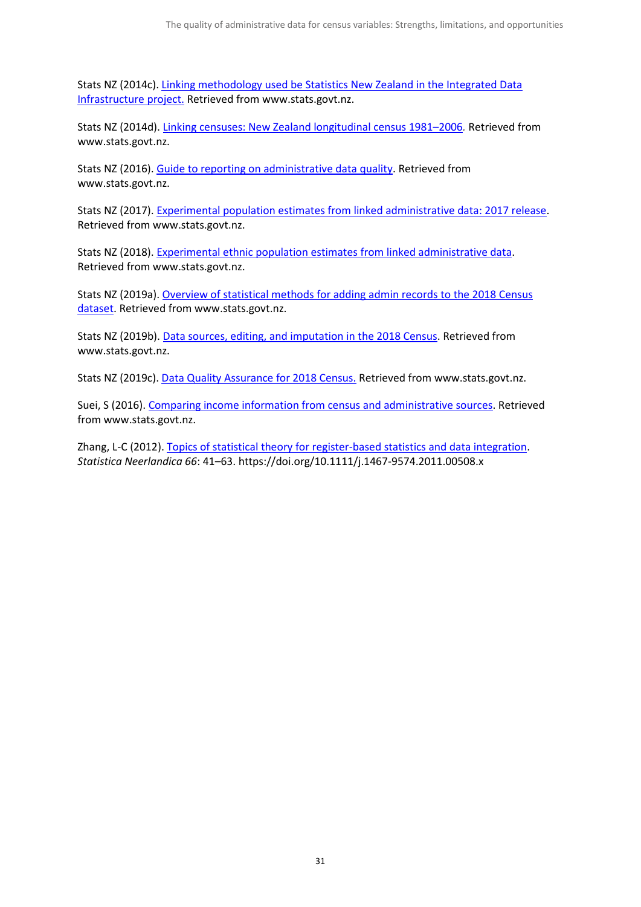Stats NZ (2014c). Linking methodology used be Statistics New Zealand in the Integrated Data Infrastructure project. Retrieved from www.stats.govt.nz.

Stats NZ (2014d). Linking censuses: New Zealand longitudinal census 1981–2006. Retrieved from www.stats.govt.nz.

Stats NZ (2016). Guide to reporting on administrative data quality. Retrieved from www.stats.govt.nz.

Stats NZ (2017). Experimental population estimates from linked administrative data: 2017 release. Retrieved from www.stats.govt.nz.

Stats NZ (2018). Experimental ethnic population estimates from linked administrative data. Retrieved from www.stats.govt.nz.

Stats NZ (2019a). Overview of statistical methods for adding admin records to the 2018 Census dataset. Retrieved from www.stats.govt.nz.

Stats NZ (2019b). Data sources, editing, and imputation in the 2018 Census. Retrieved from www.stats.govt.nz.

Stats NZ (2019c). Data Quality Assurance for 2018 Census. Retrieved from www.stats.govt.nz.

Suei, S (2016). Comparing income information from census and administrative sources. Retrieved from www.stats.govt.nz.

Zhang, L-C (2012). Topics of statistical theory for register-based statistics and data integration. *Statistica Neerlandica 66*: 41–63. https://doi.org/10.1111/j.1467-9574.2011.00508.x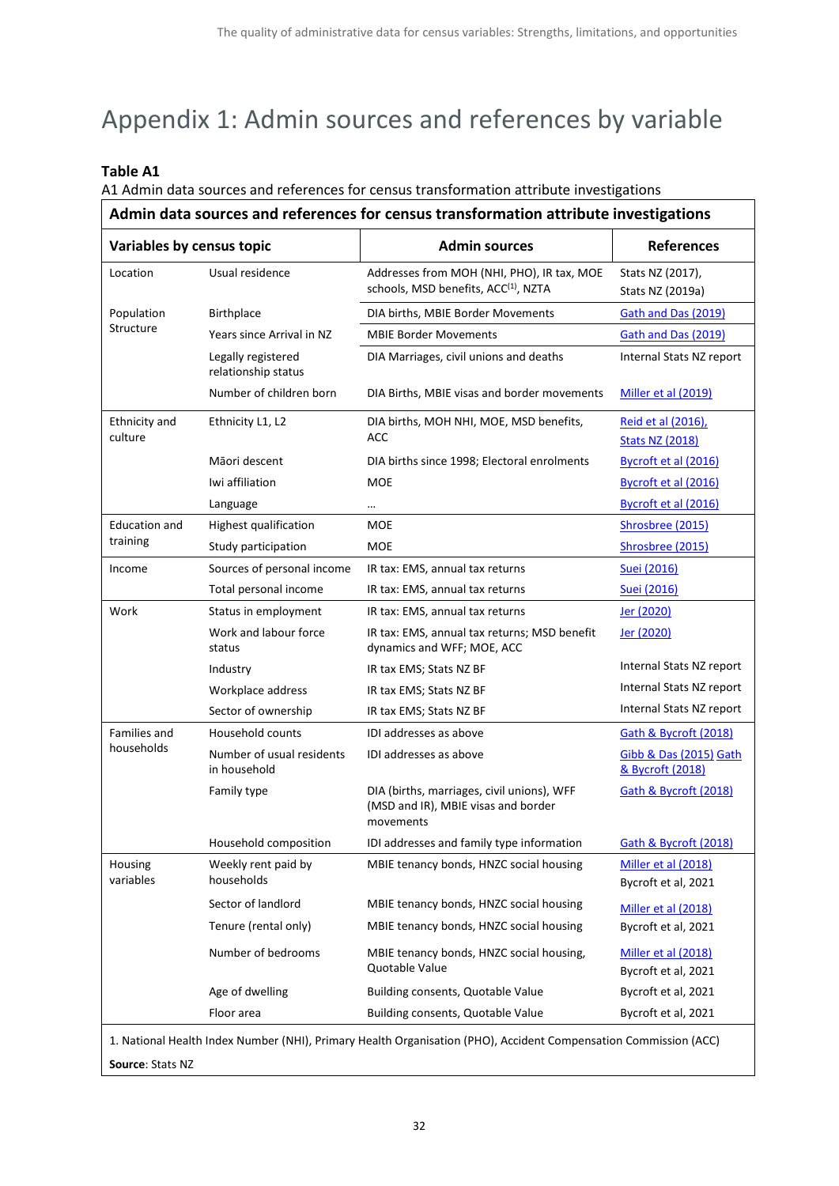# Appendix 1: Admin sources and references by variable

**Table A1**

A1 Admin data sources and references for census transformation attribute investigations

| Variables by census topic | | Admin sources | References |
|---|---|---|---|
| Location | Usual residence | Addresses from MOH (NHI, PHO), IR tax, MOE schools, MSD benefits, ACC[1], NZTA | Stats NZ (2017), Stats NZ (2019a) |
| Population Structure | Birthplace | DIA births, MBIE Border Movements | Gath and Das (2019) |
| | Years since Arrival in NZ | MBIE Border Movements | Gath and Das (2019) |
| | Legally registered relationship status | DIA Marriages, civil unions and deaths | Internal Stats NZ report |
| | Number of children born | DIA Births, MBIE visas and border movements | Miller et al (2019) |
| Ethnicity and culture | Ethnicity L1, L2 | DIA births, MOH NHI, MOE, MSD benefits, ACC | Reid et al (2016), Stats NZ (2018) |
| | Māori descent | DIA births since 1998; Electoral enrolments | Bycroft et al (2016) |
| | Iwi affiliation | MOE | Bycroft et al (2016) |
| | Language | … | Bycroft et al (2016) |
| Education and training | Highest qualification | MOE | Shrosbree (2015) |
| | Study participation | MOE | Shrosbree (2015) |
| Income | Sources of personal income | IR tax: EMS, annual tax returns | Suei (2016) |
| | Total personal income | IR tax: EMS, annual tax returns | Suei (2016) |
| Work | Status in employment | IR tax: EMS, annual tax returns | Jer (2020) |
| | Work and labour force status | IR tax: EMS, annual tax returns; MSD benefit dynamics and WFF; MOE, ACC | Jer (2020) |
| | Industry | IR tax EMS; Stats NZ BF | Internal Stats NZ report |
| | Workplace address | IR tax EMS; Stats NZ BF | Internal Stats NZ report |
| | Sector of ownership | IR tax EMS; Stats NZ BF | Internal Stats NZ report |
| Families and households | Household counts | IDI addresses as above | Gath & Bycroft (2018) |
| | Number of usual residents in household | IDI addresses as above | Gibb & Das (2015) Gath & Bycroft (2018) |
| | Family type | DIA (births, marriages, civil unions), WFF (MSD and IR), MBIE visas and border movements | Gath & Bycroft (2018) |
| | Household composition | IDI addresses and family type information | Gath & Bycroft (2018) |
| Housing variables | Weekly rent paid by households | MBIE tenancy bonds, HNZC social housing | Miller et al (2018) Bycroft et al, 2021 |
| | Sector of landlord | MBIE tenancy bonds, HNZC social housing | Miller et al (2018) |
| | Tenure (rental only) | MBIE tenancy bonds, HNZC social housing | Bycroft et al, 2021 |
| | Number of bedrooms | MBIE tenancy bonds, HNZC social housing, Quotable Value | Miller et al (2018) Bycroft et al, 2021 |
| | Age of dwelling | Building consents, Quotable Value | Bycroft et al, 2021 |
| | Floor area | Building consents, Quotable Value | Bycroft et al, 2021 |

1. National Health Index Number (NHI), Primary Health Organisation (PHO), Accident Compensation Commission (ACC)

**Source**: Stats NZ